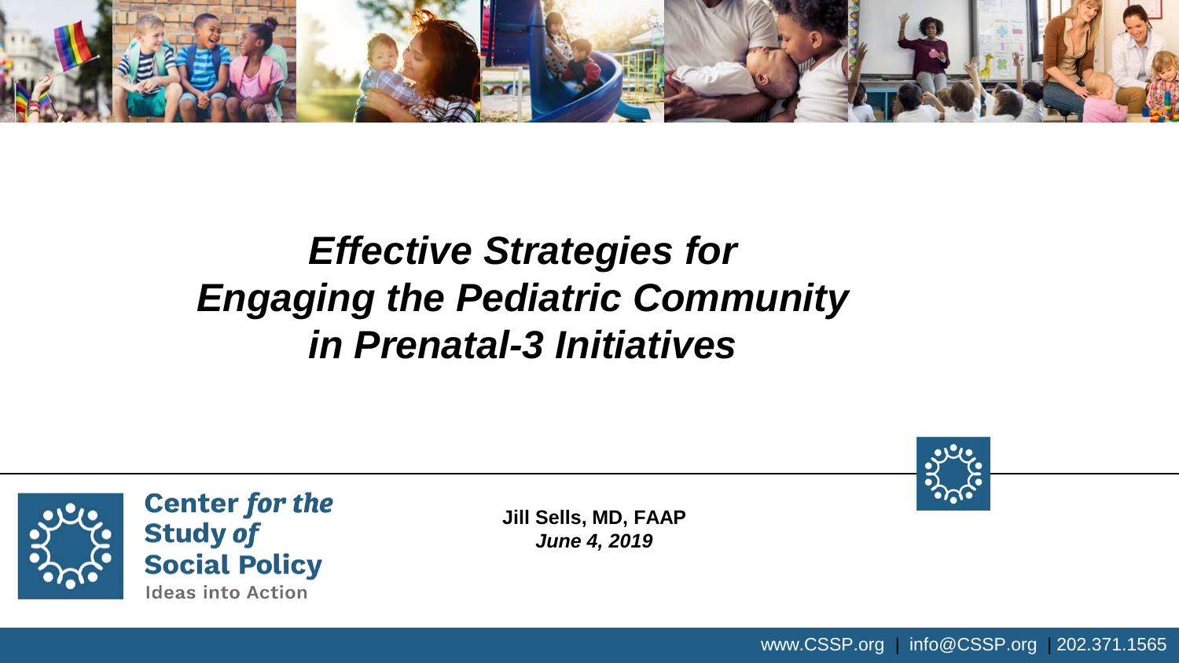# *Effective Strategies for Engaging the Pediatric Community in Prenatal-3 Initiatives*

**Center *for the* Study *of* Social Policy**

Ideas into Action

**Jill Sells, MD, FAAP**

***June 4, 2019***

www.CSSP.org | info@CSSP.org | 202.371.1565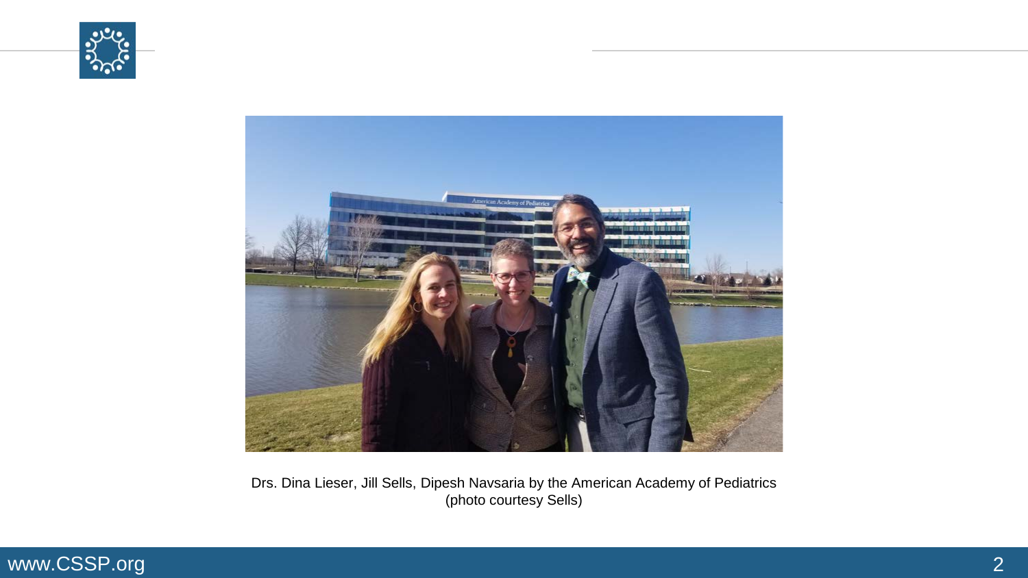Drs. Dina Lieser, Jill Sells, Dipesh Navsaria by the American Academy of Pediatrics
(photo courtesy Sells)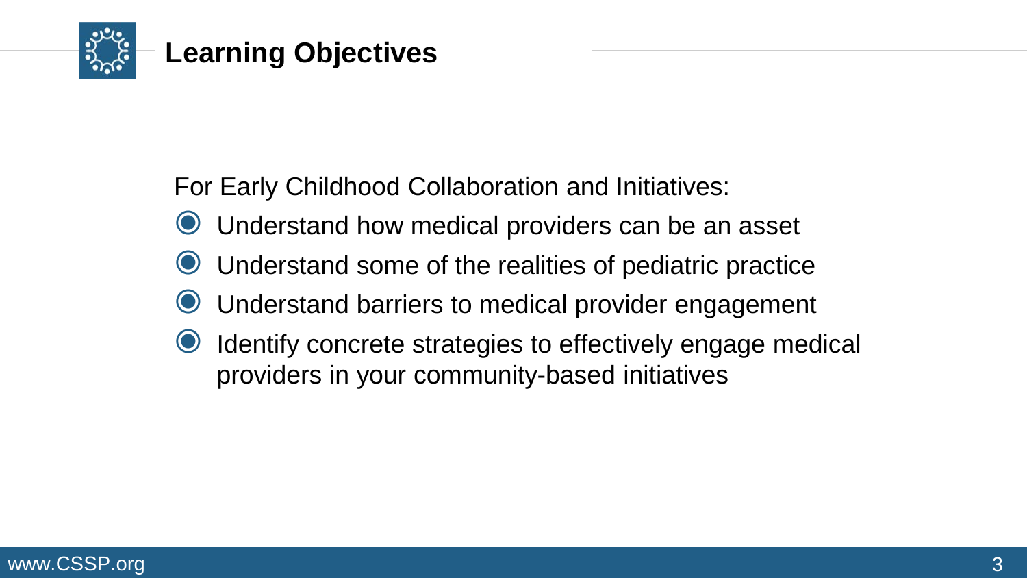# Learning Objectives

For Early Childhood Collaboration and Initiatives:

- Understand how medical providers can be an asset
- Understand some of the realities of pediatric practice
- Understand barriers to medical provider engagement
- Identify concrete strategies to effectively engage medical providers in your community-based initiatives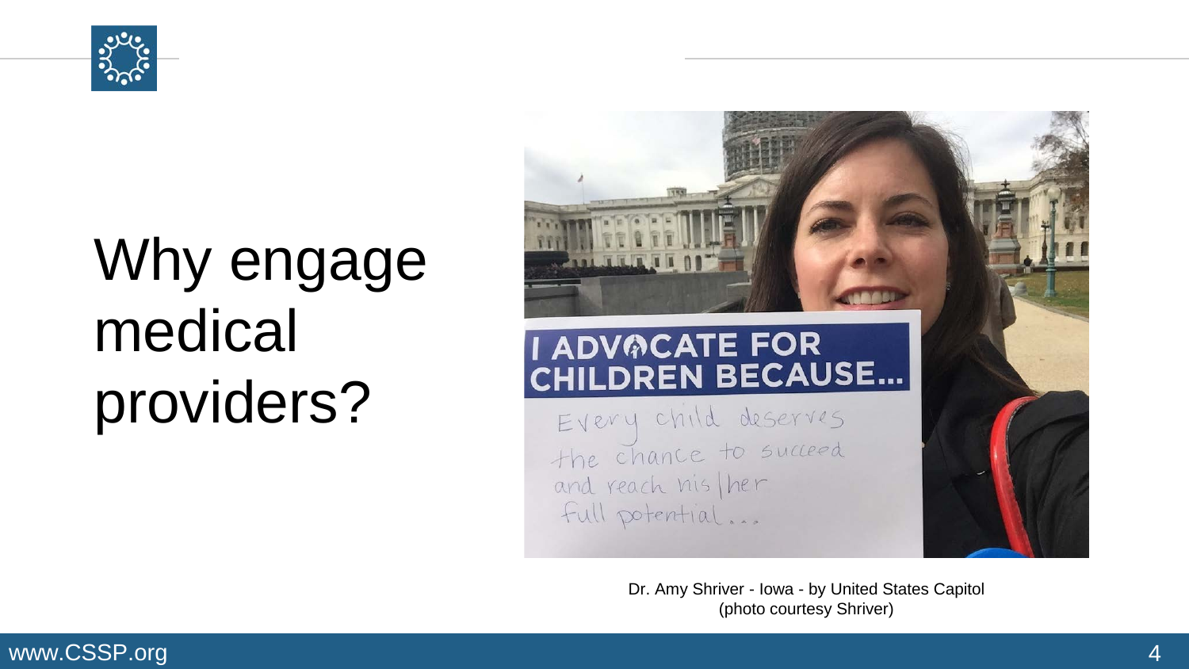# Why engage medical providers?

Dr. Amy Shriver - Iowa - by United States Capitol
(photo courtesy Shriver)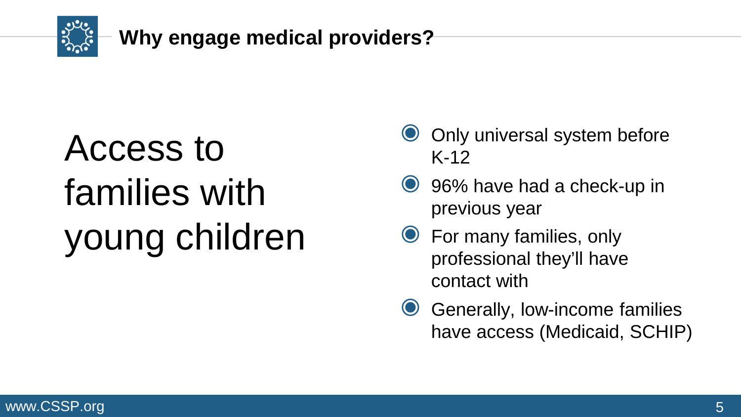## Why engage medical providers?

# Access to families with young children

- Only universal system before K-12
- 96% have had a check-up in previous year
- For many families, only professional they'll have contact with
- Generally, low-income families have access (Medicaid, SCHIP)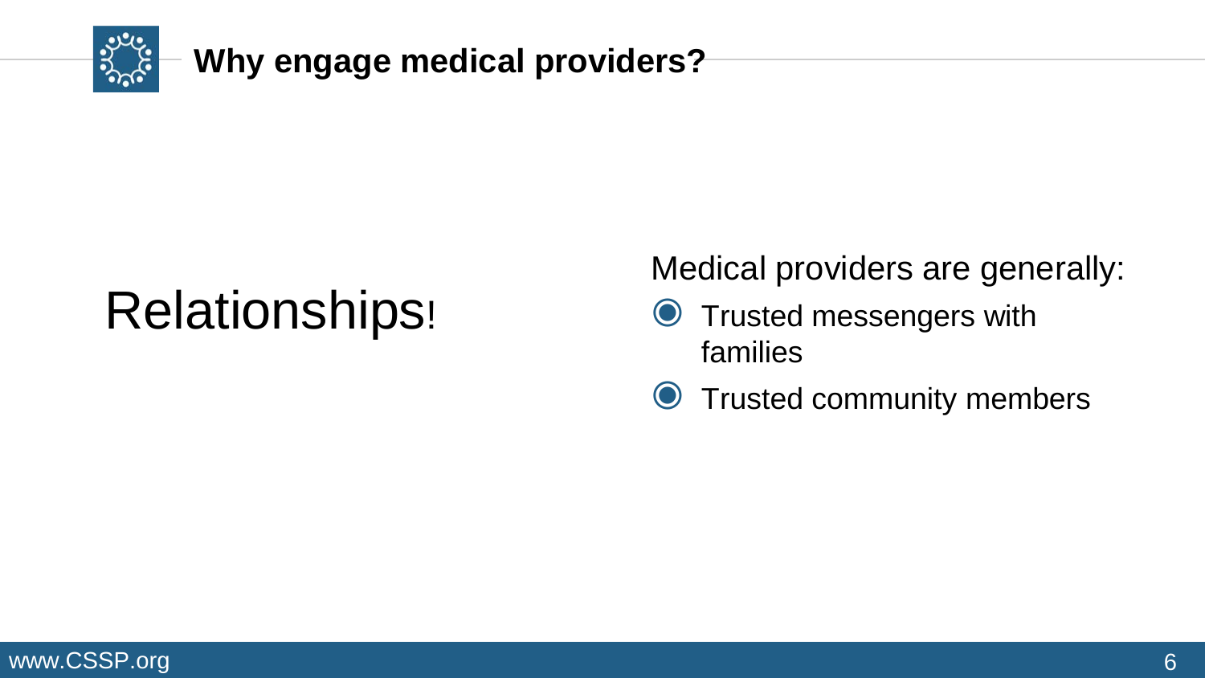# Why engage medical providers?

Relationships!

Medical providers are generally:

- Trusted messengers with families
- Trusted community members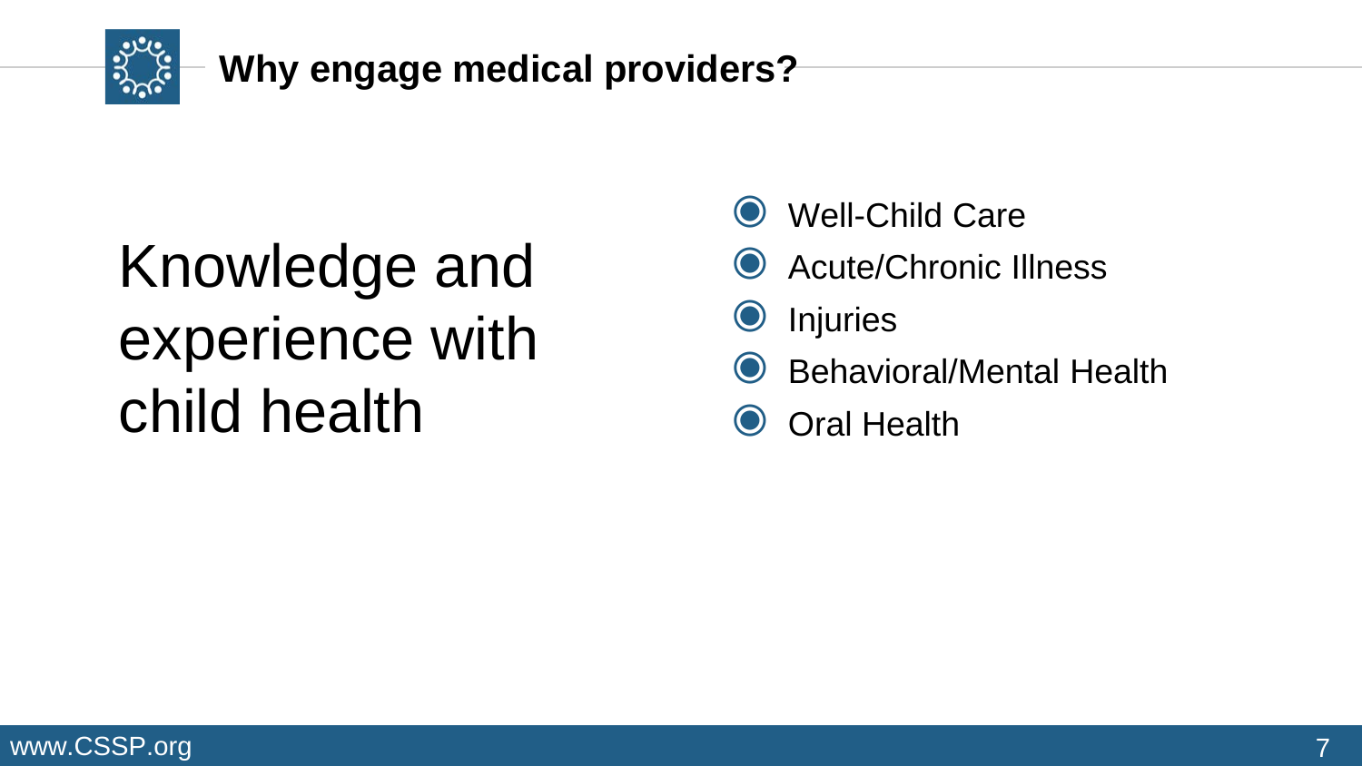## Why engage medical providers?

Knowledge and experience with child health

- Well-Child Care
- Acute/Chronic Illness
- Injuries
- Behavioral/Mental Health
- Oral Health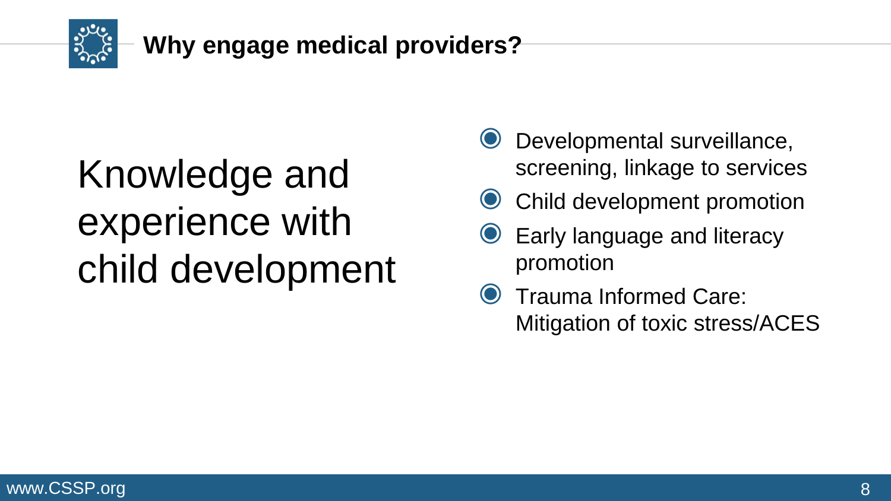## Why engage medical providers?

Knowledge and experience with child development

- Developmental surveillance, screening, linkage to services
- Child development promotion
- Early language and literacy promotion
- Trauma Informed Care: Mitigation of toxic stress/ACES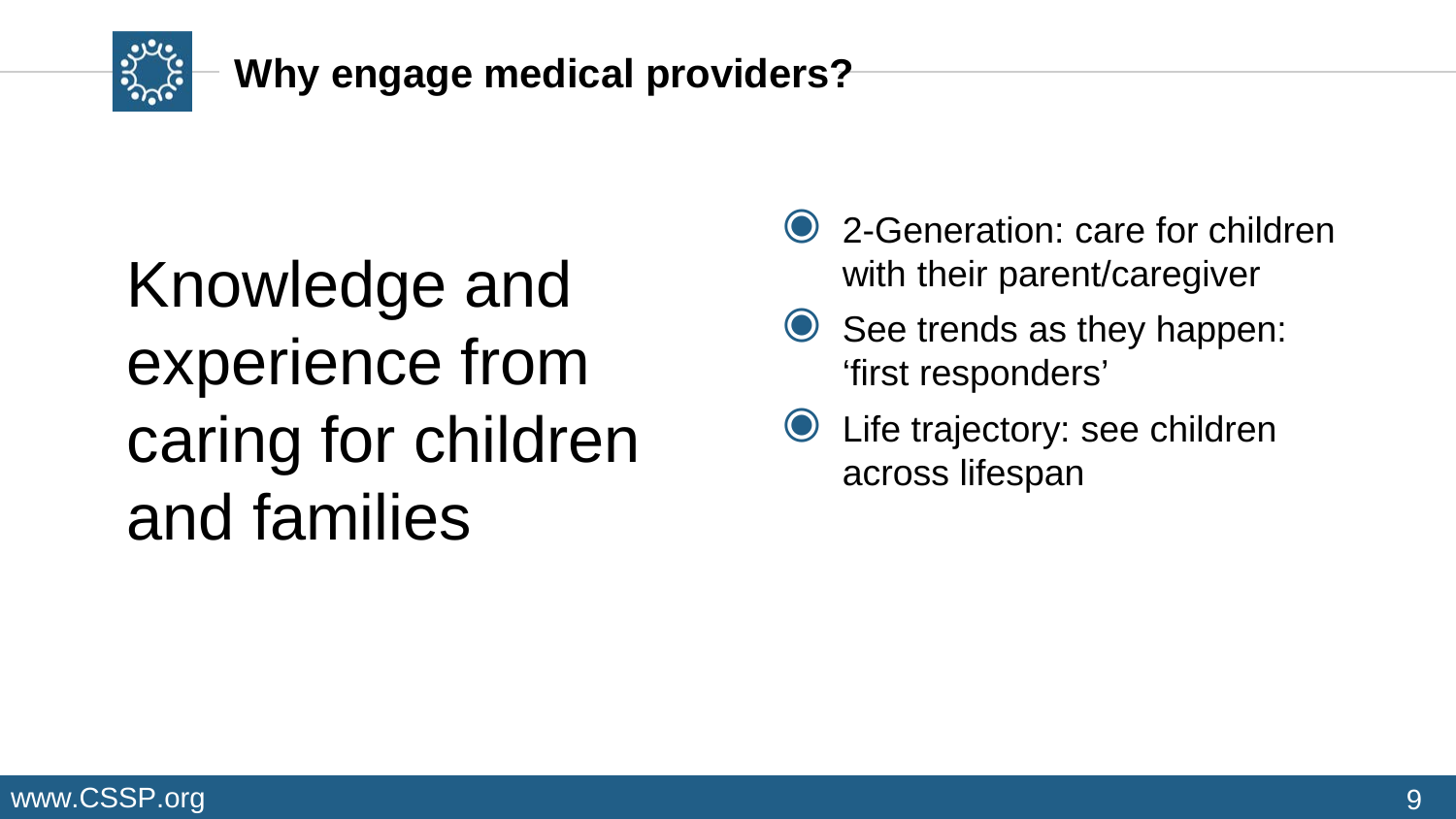# Why engage medical providers?

Knowledge and experience from caring for children and families

- 2-Generation: care for children with their parent/caregiver
- See trends as they happen: 'first responders'
- Life trajectory: see children across lifespan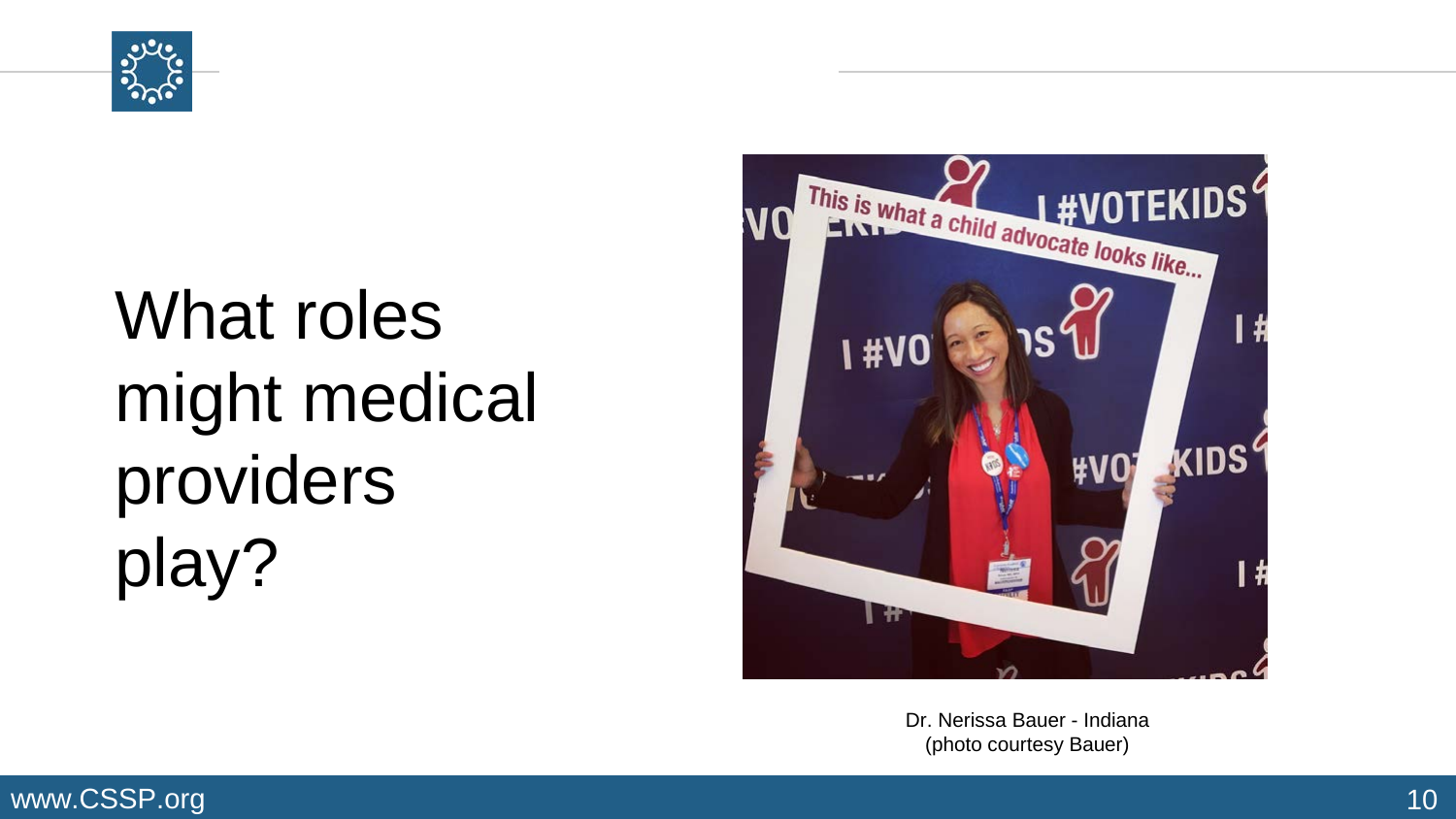# What roles might medical providers play?

Dr. Nerissa Bauer - Indiana
(photo courtesy Bauer)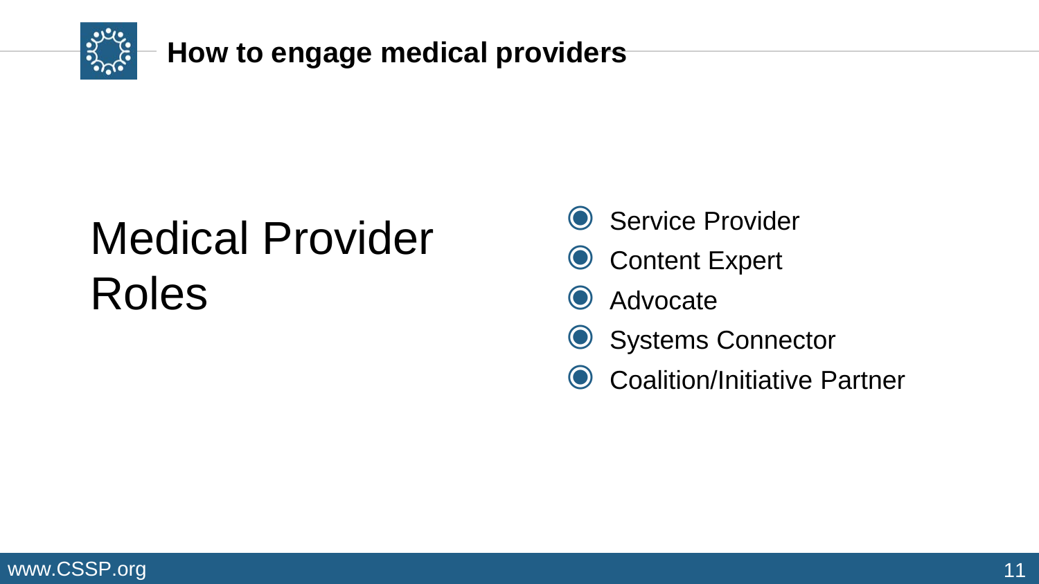## How to engage medical providers

# Medical Provider Roles

- Service Provider
- Content Expert
- Advocate
- Systems Connector
- Coalition/Initiative Partner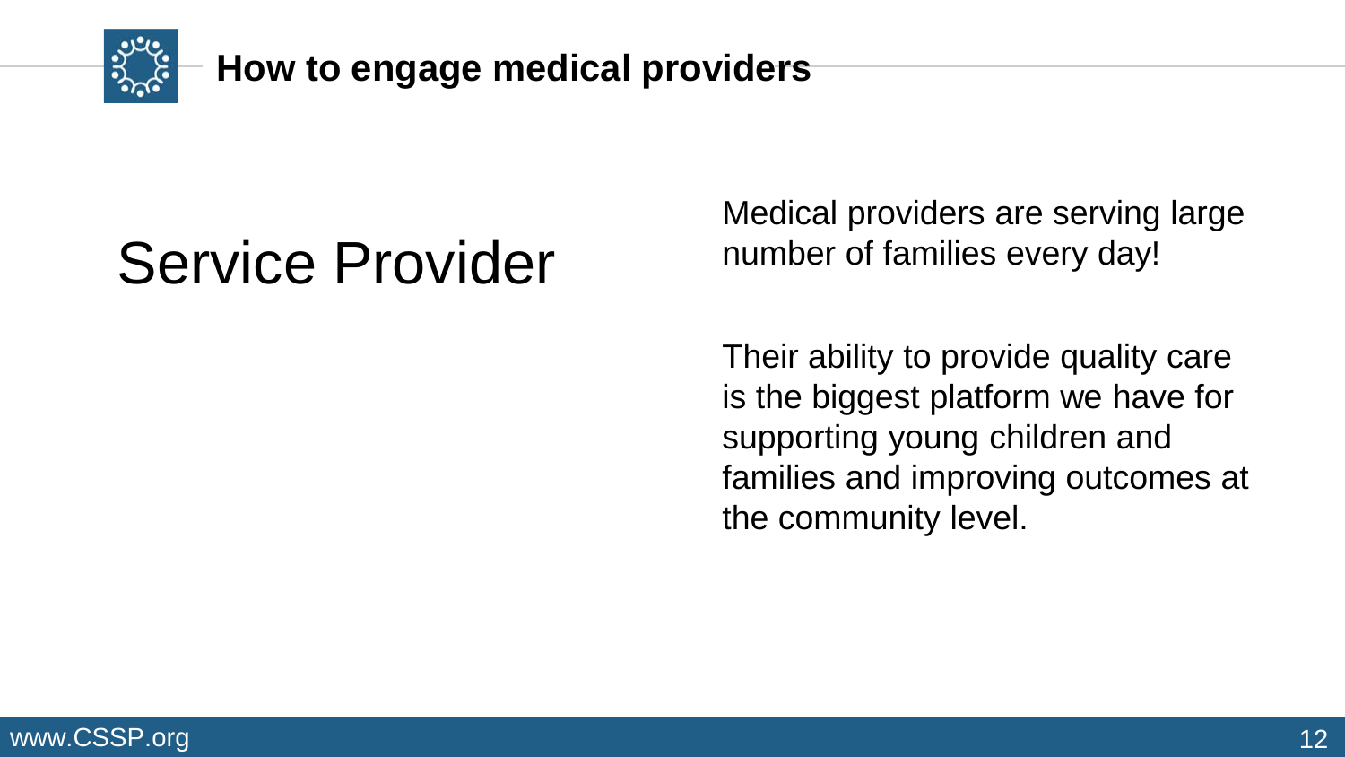## How to engage medical providers

# Service Provider

Medical providers are serving large number of families every day!

Their ability to provide quality care is the biggest platform we have for supporting young children and families and improving outcomes at the community level.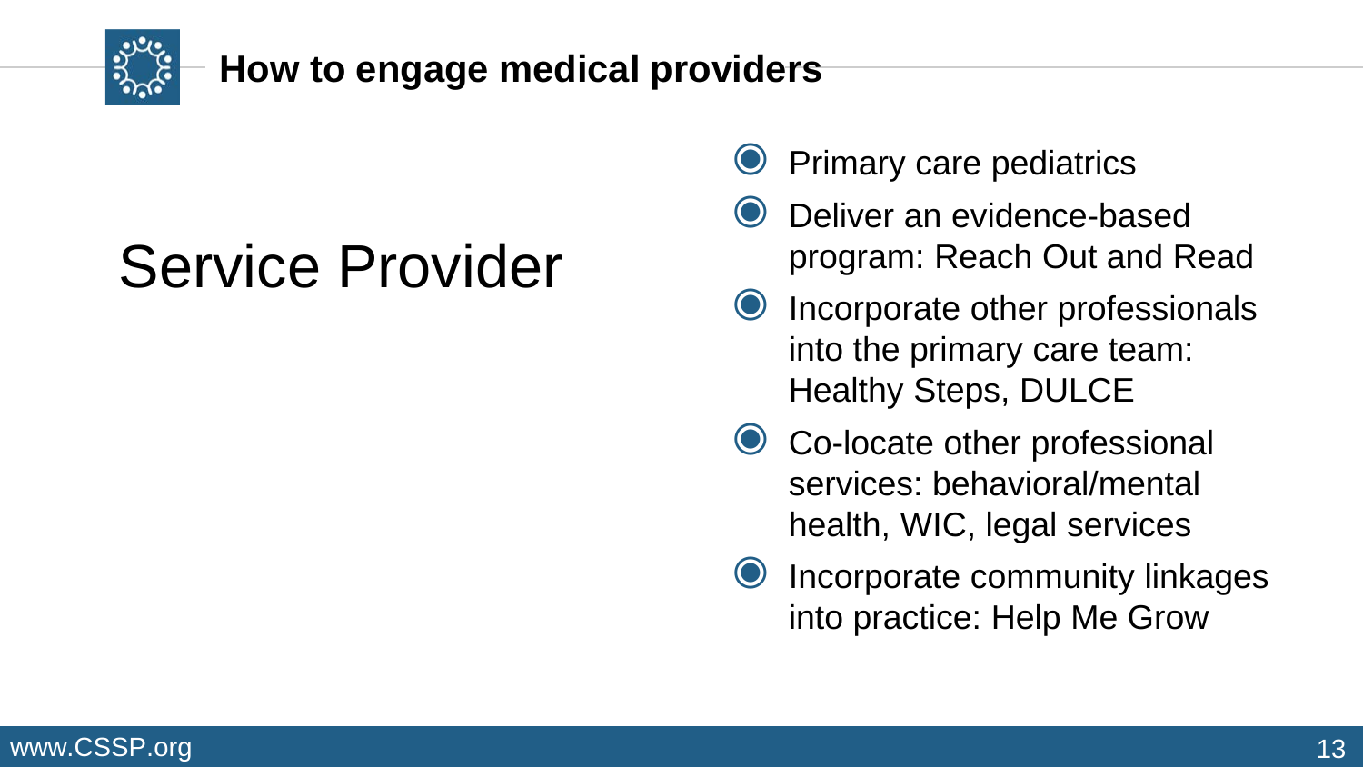# How to engage medical providers

## Service Provider

- Primary care pediatrics
- Deliver an evidence-based program: Reach Out and Read
- Incorporate other professionals into the primary care team: Healthy Steps, DULCE
- Co-locate other professional services: behavioral/mental health, WIC, legal services
- Incorporate community linkages into practice: Help Me Grow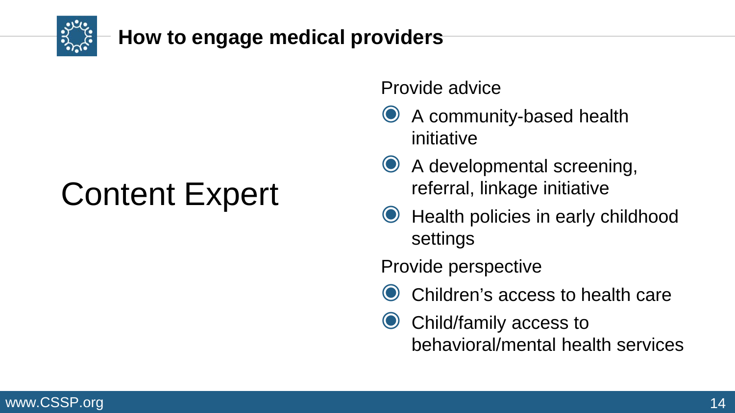## How to engage medical providers

# Content Expert

Provide advice

- A community-based health initiative
- A developmental screening, referral, linkage initiative
- Health policies in early childhood settings

Provide perspective

- Children's access to health care
- Child/family access to behavioral/mental health services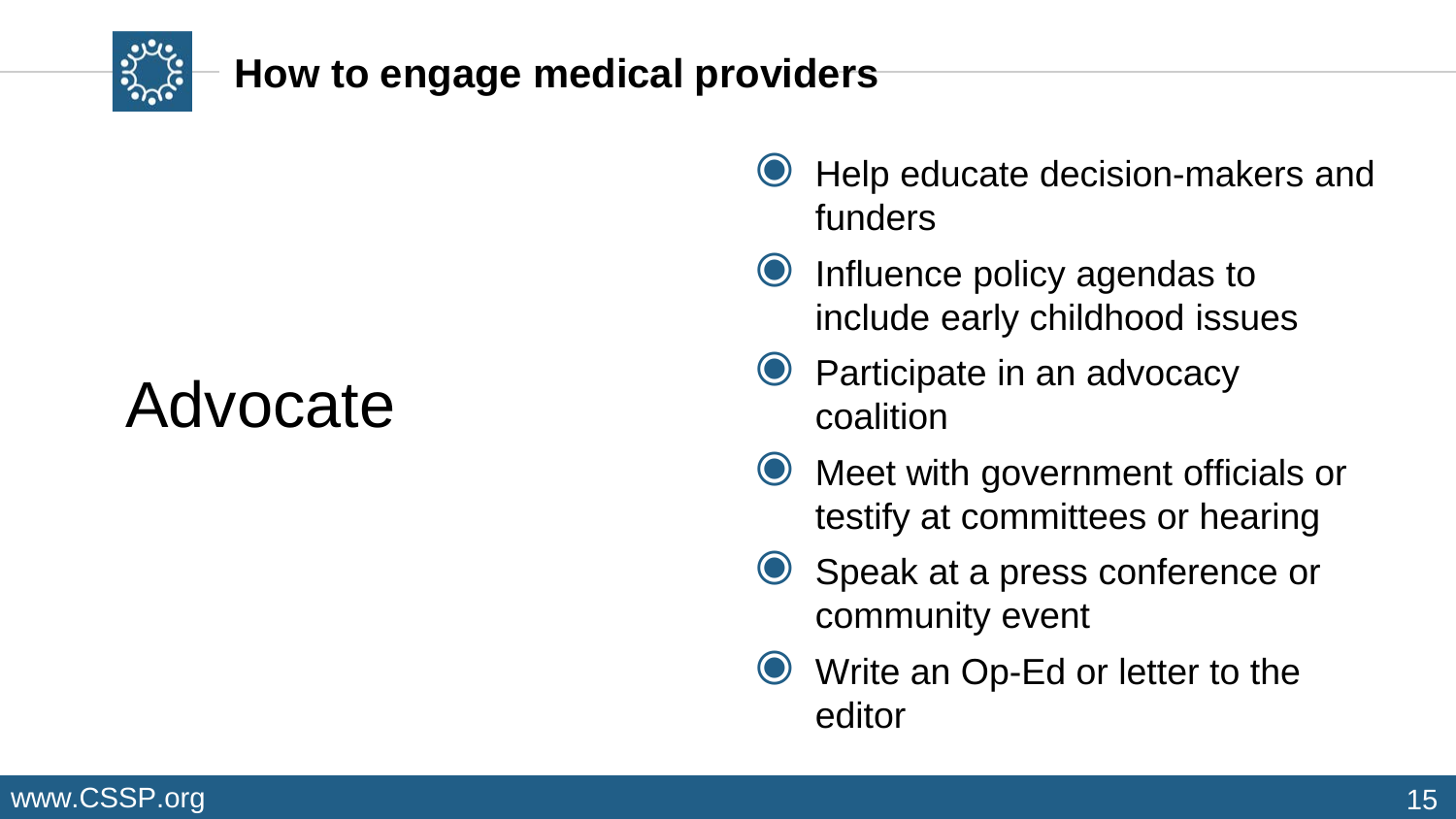# How to engage medical providers

## Advocate

- Help educate decision-makers and funders
- Influence policy agendas to include early childhood issues
- Participate in an advocacy coalition
- Meet with government officials or testify at committees or hearing
- Speak at a press conference or community event
- Write an Op-Ed or letter to the editor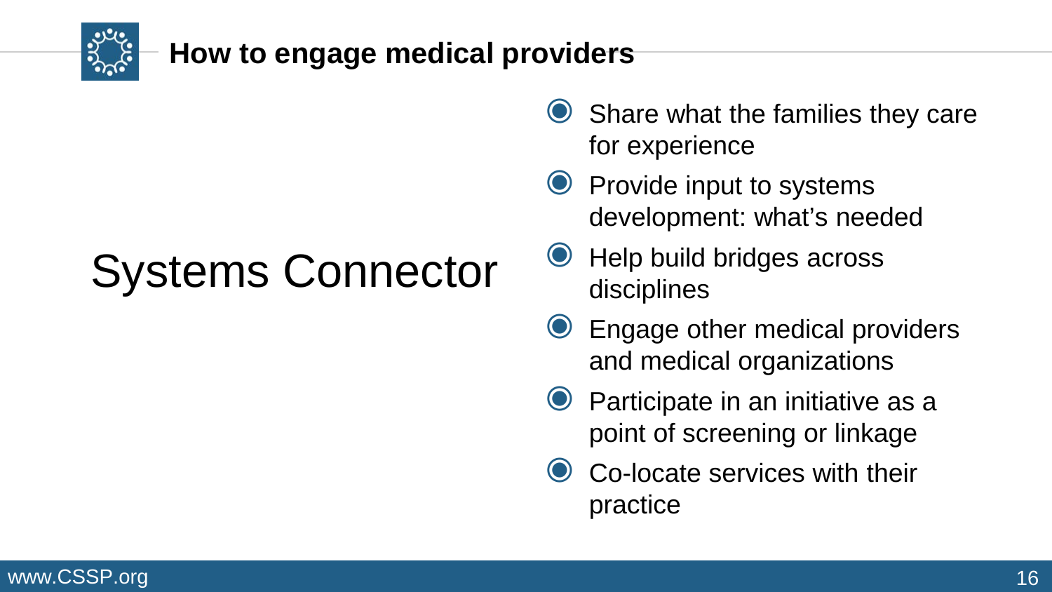# How to engage medical providers

## Systems Connector

- Share what the families they care for experience
- Provide input to systems development: what's needed
- Help build bridges across disciplines
- Engage other medical providers and medical organizations
- Participate in an initiative as a point of screening or linkage
- Co-locate services with their practice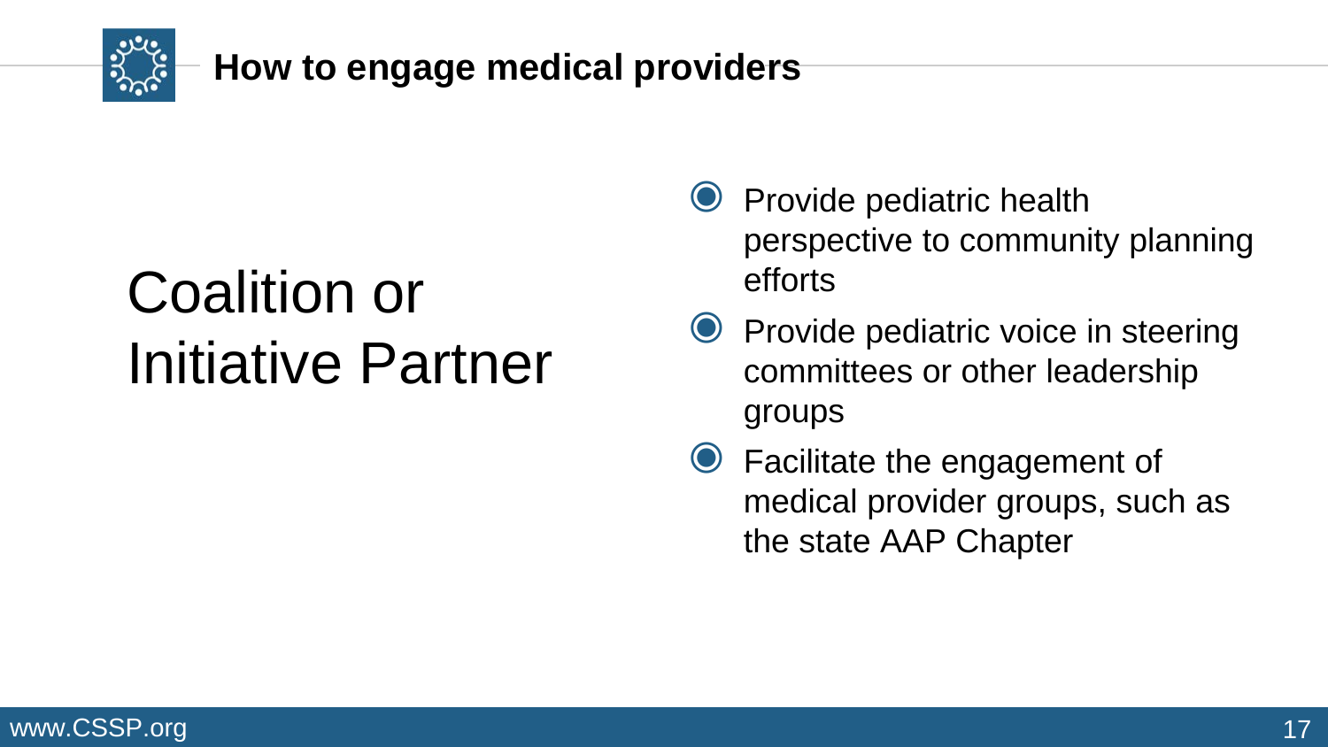## How to engage medical providers

# Coalition or Initiative Partner

- Provide pediatric health perspective to community planning efforts
- Provide pediatric voice in steering committees or other leadership groups
- Facilitate the engagement of medical provider groups, such as the state AAP Chapter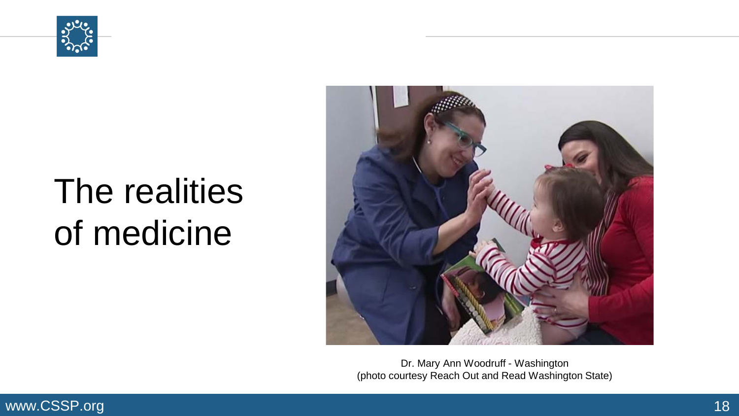# The realities of medicine

Dr. Mary Ann Woodruff - Washington
(photo courtesy Reach Out and Read Washington State)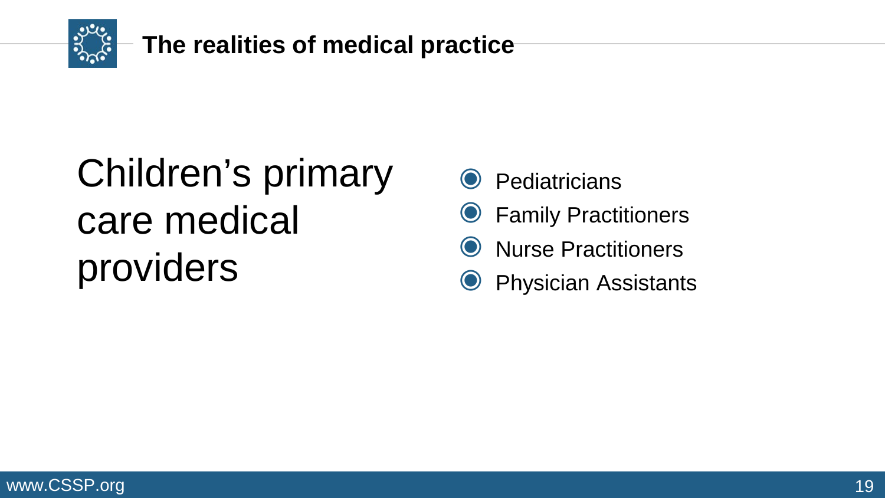## The realities of medical practice

Children's primary care medical providers

- Pediatricians
- Family Practitioners
- Nurse Practitioners
- Physician Assistants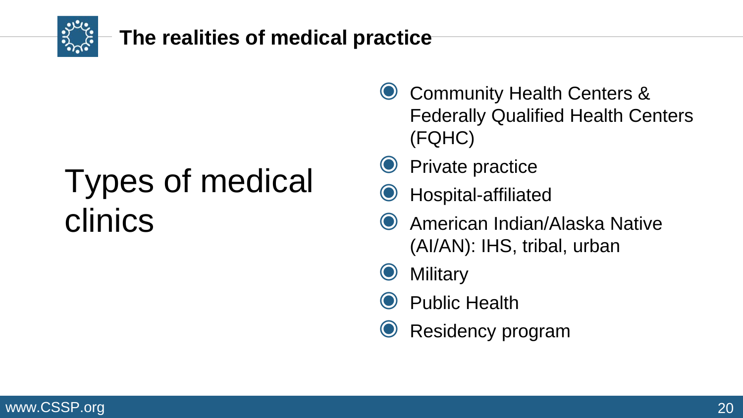# The realities of medical practice

## Types of medical clinics

- Community Health Centers & Federally Qualified Health Centers (FQHC)
- Private practice
- Hospital-affiliated
- American Indian/Alaska Native (AI/AN): IHS, tribal, urban
- Military
- Public Health
- Residency program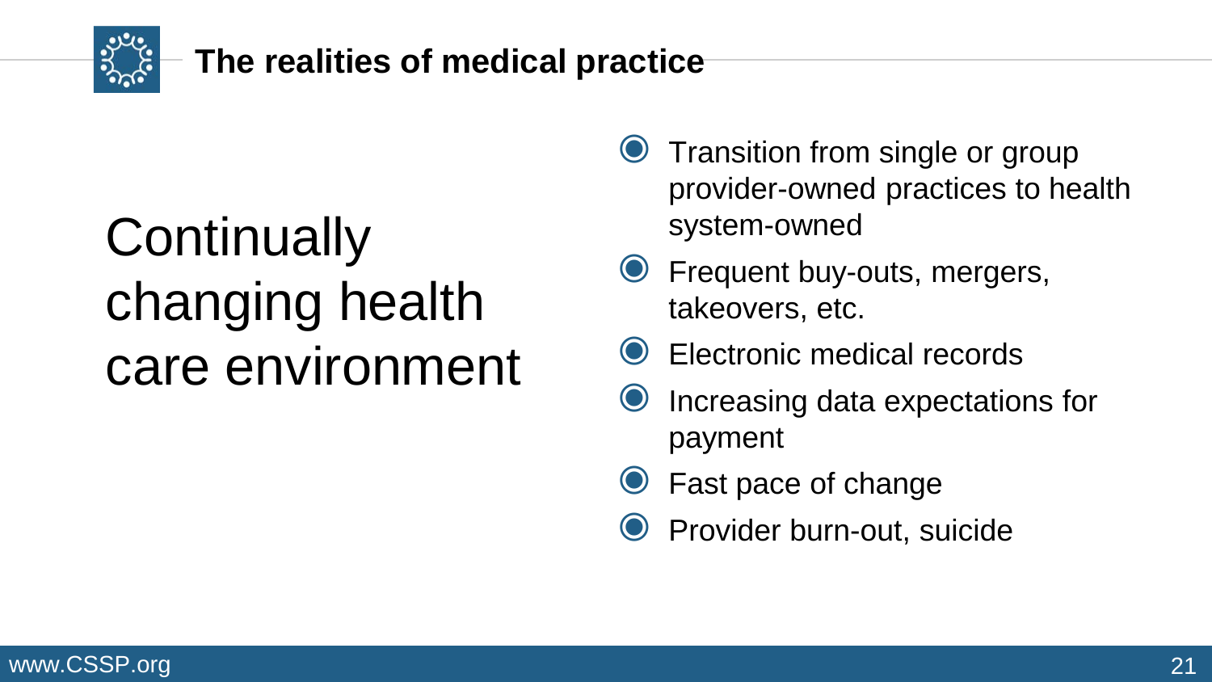# The realities of medical practice

## Continually changing health care environment

- Transition from single or group provider-owned practices to health system-owned
- Frequent buy-outs, mergers, takeovers, etc.
- Electronic medical records
- Increasing data expectations for payment
- Fast pace of change
- Provider burn-out, suicide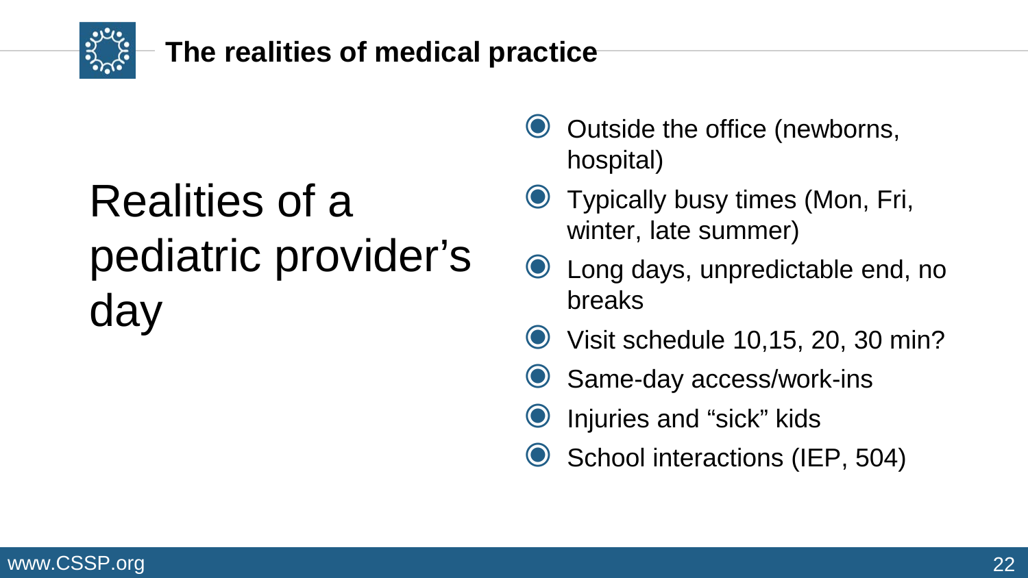## The realities of medical practice

# Realities of a pediatric provider's day

- Outside the office (newborns, hospital)
- Typically busy times (Mon, Fri, winter, late summer)
- Long days, unpredictable end, no breaks
- Visit schedule 10,15, 20, 30 min?
- Same-day access/work-ins
- Injuries and "sick" kids
- School interactions (IEP, 504)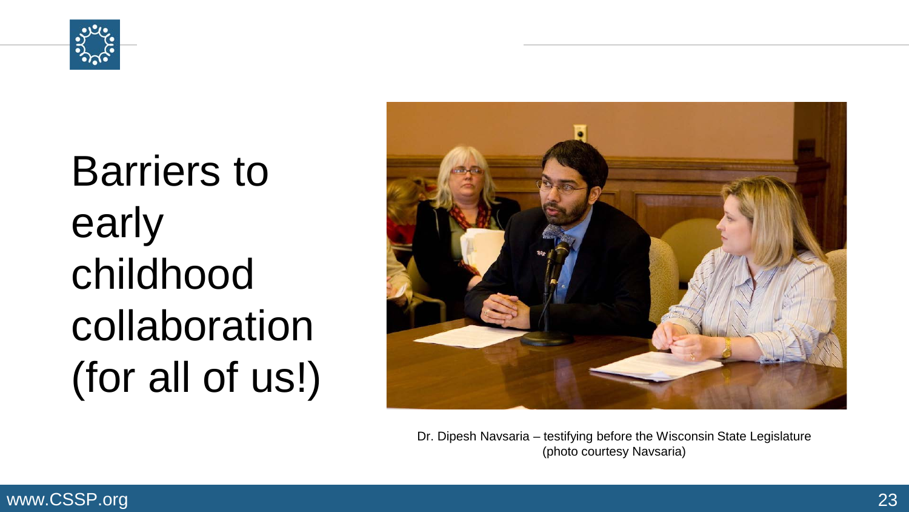# Barriers to early childhood collaboration (for all of us!)

Dr. Dipesh Navsaria – testifying before the Wisconsin State Legislature (photo courtesy Navsaria)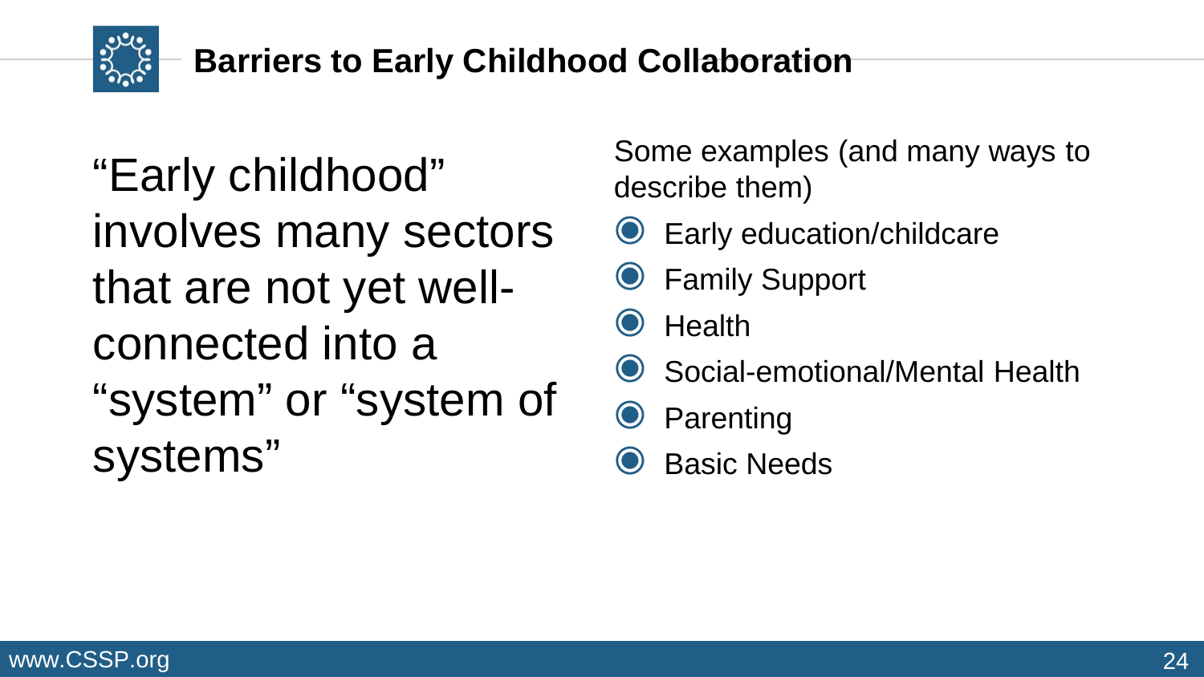# Barriers to Early Childhood Collaboration

"Early childhood" involves many sectors that are not yet well-connected into a "system" or "system of systems"

Some examples (and many ways to describe them)

- Early education/childcare
- Family Support
- Health
- Social-emotional/Mental Health
- Parenting
- Basic Needs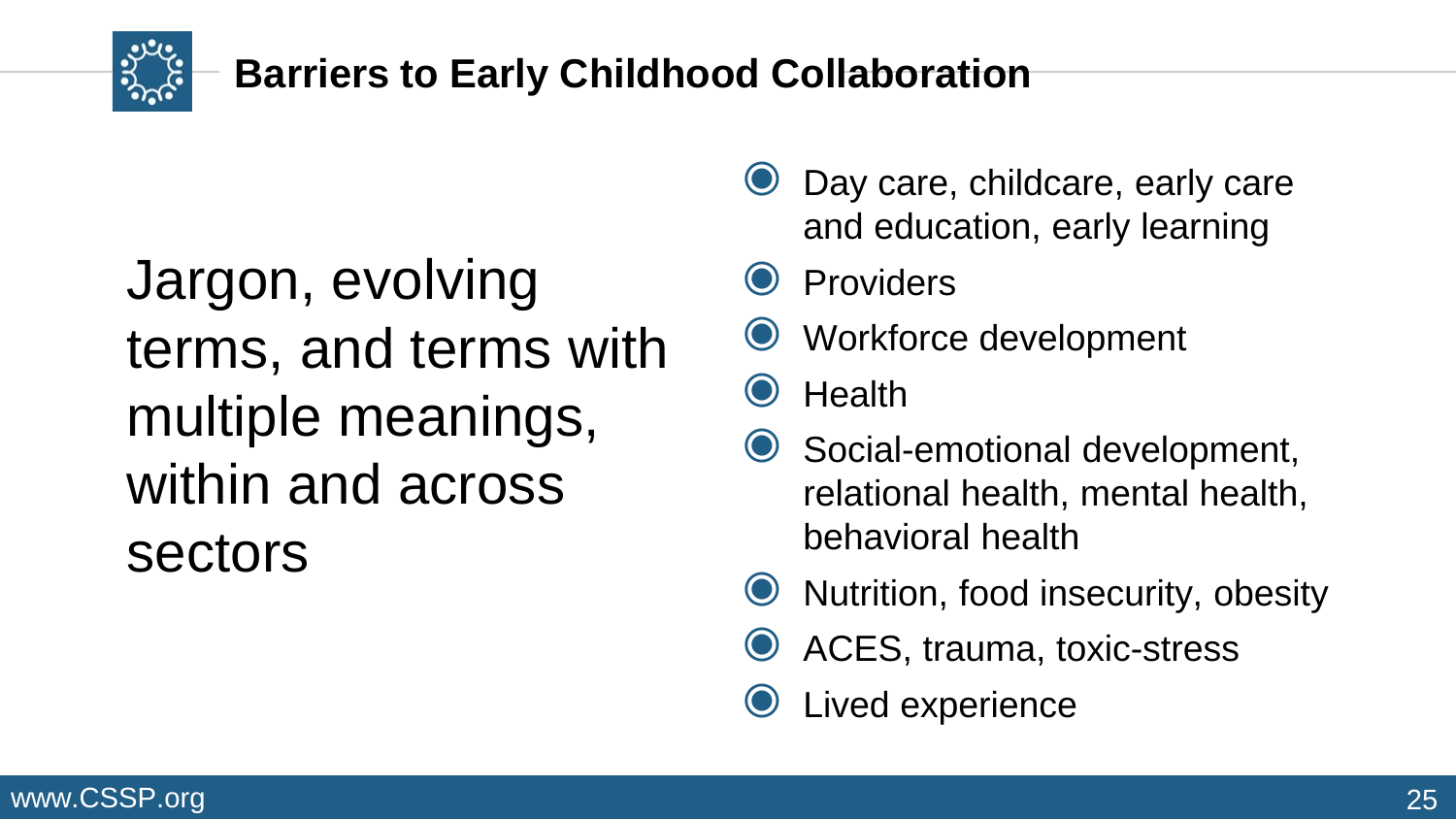# Barriers to Early Childhood Collaboration

Jargon, evolving terms, and terms with multiple meanings, within and across sectors

- Day care, childcare, early care and education, early learning
- Providers
- Workforce development
- Health
- Social-emotional development, relational health, mental health, behavioral health
- Nutrition, food insecurity, obesity
- ACES, trauma, toxic-stress
- Lived experience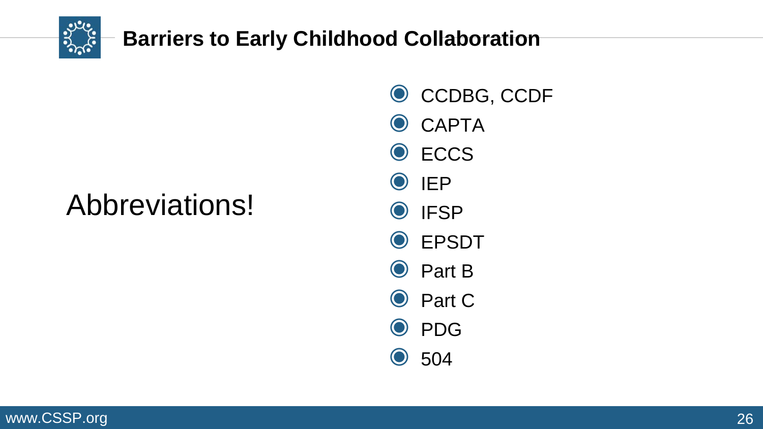# Barriers to Early Childhood Collaboration

Abbreviations!

- CCDBG, CCDF
- CAPTA
- ECCS
- IEP
- IFSP
- EPSDT
- Part B
- Part C
- PDG
- 504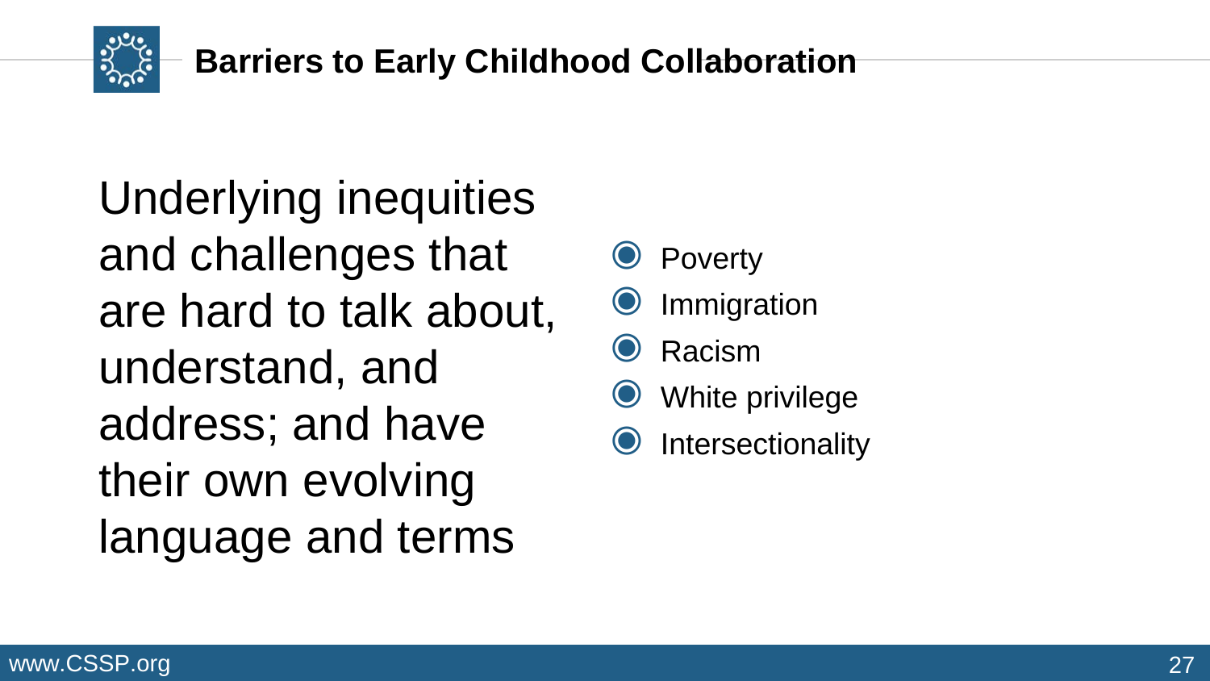## Barriers to Early Childhood Collaboration

Underlying inequities and challenges that are hard to talk about, understand, and address; and have their own evolving language and terms

- Poverty
- Immigration
- Racism
- White privilege
- Intersectionality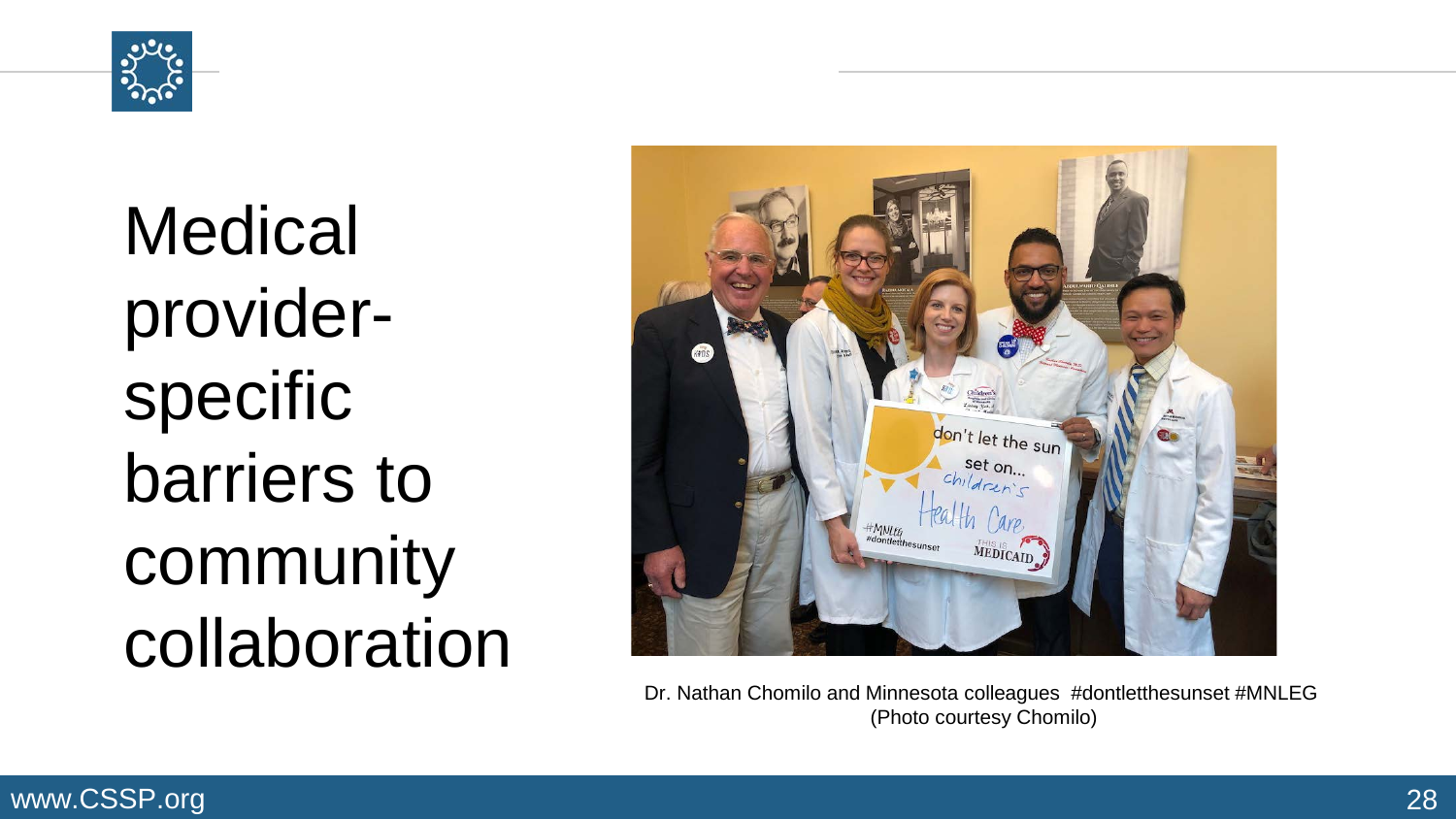# Medical provider-specific barriers to community collaboration

Dr. Nathan Chomilo and Minnesota colleagues #dontletthesunset #MNLEG
(Photo courtesy Chomilo)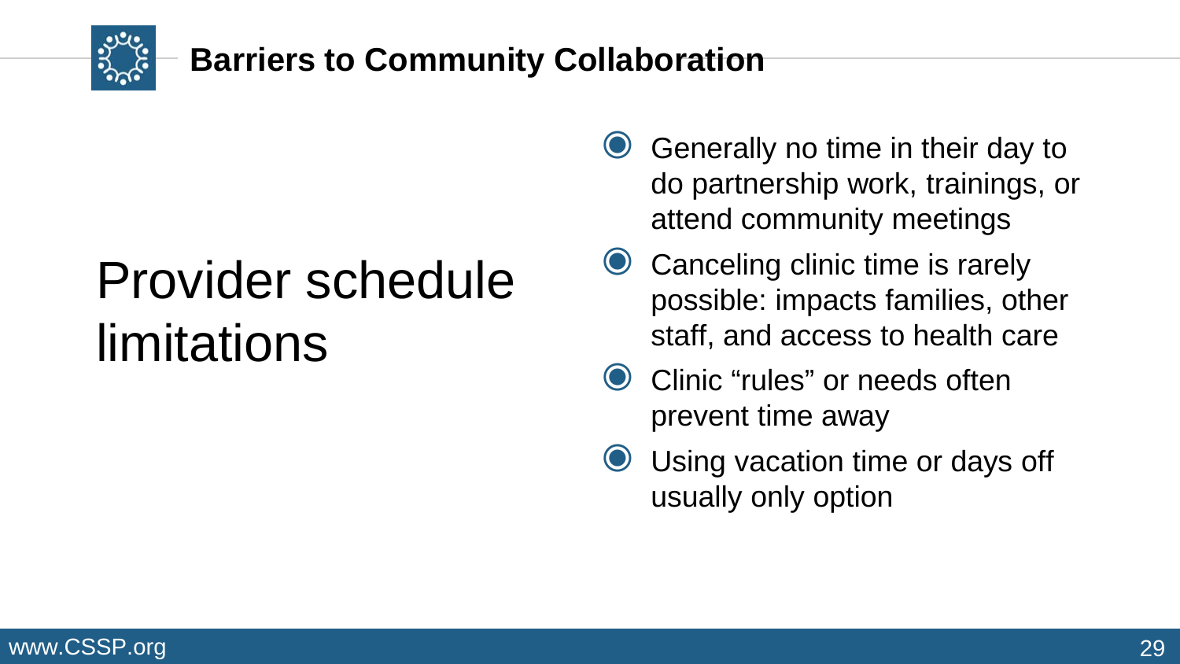# Barriers to Community Collaboration

## Provider schedule limitations

- Generally no time in their day to do partnership work, trainings, or attend community meetings
- Canceling clinic time is rarely possible: impacts families, other staff, and access to health care
- Clinic “rules” or needs often prevent time away
- Using vacation time or days off usually only option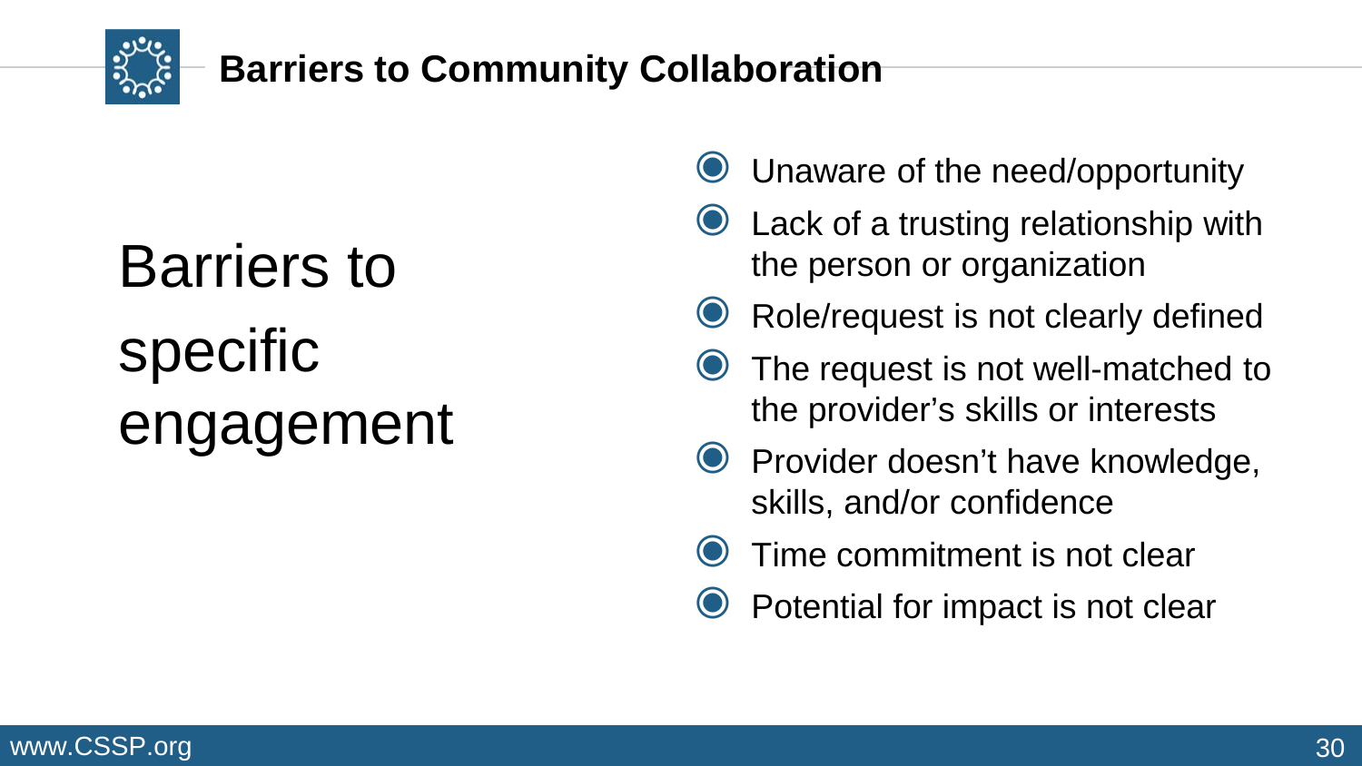# Barriers to Community Collaboration

## Barriers to specific engagement

- Unaware of the need/opportunity
- Lack of a trusting relationship with the person or organization
- Role/request is not clearly defined
- The request is not well-matched to the provider's skills or interests
- Provider doesn't have knowledge, skills, and/or confidence
- Time commitment is not clear
- Potential for impact is not clear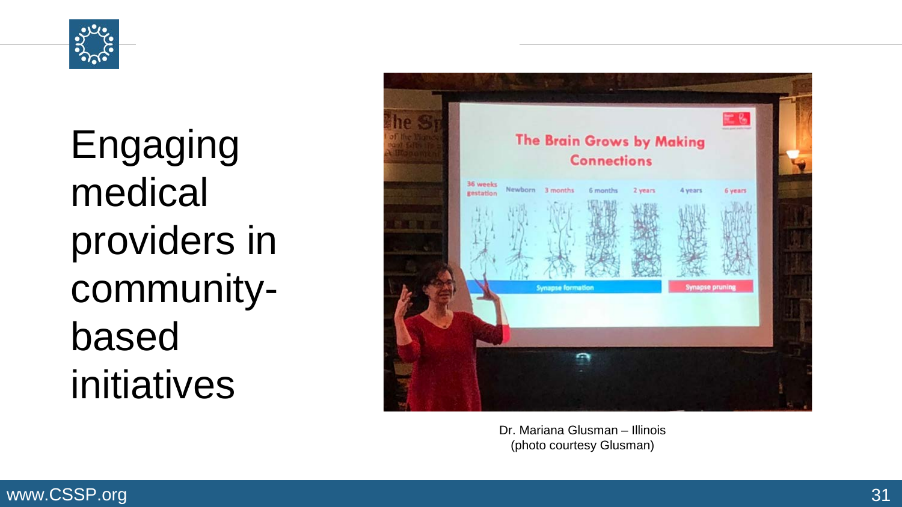# Engaging medical providers in community-based initiatives

Dr. Mariana Glusman – Illinois
(photo courtesy Glusman)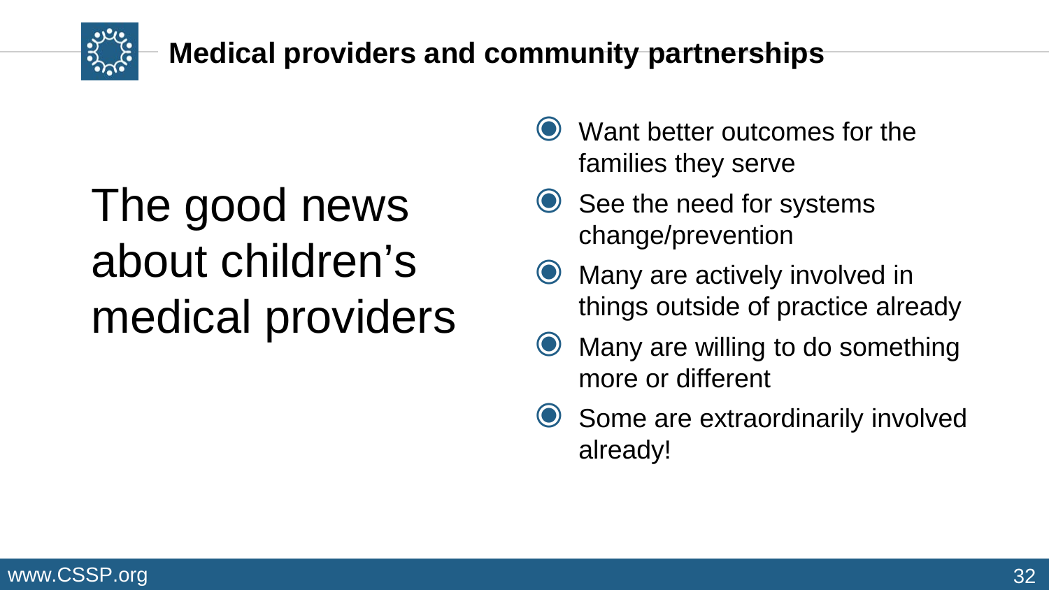## Medical providers and community partnerships

# The good news about children's medical providers

- Want better outcomes for the families they serve
- See the need for systems change/prevention
- Many are actively involved in things outside of practice already
- Many are willing to do something more or different
- Some are extraordinarily involved already!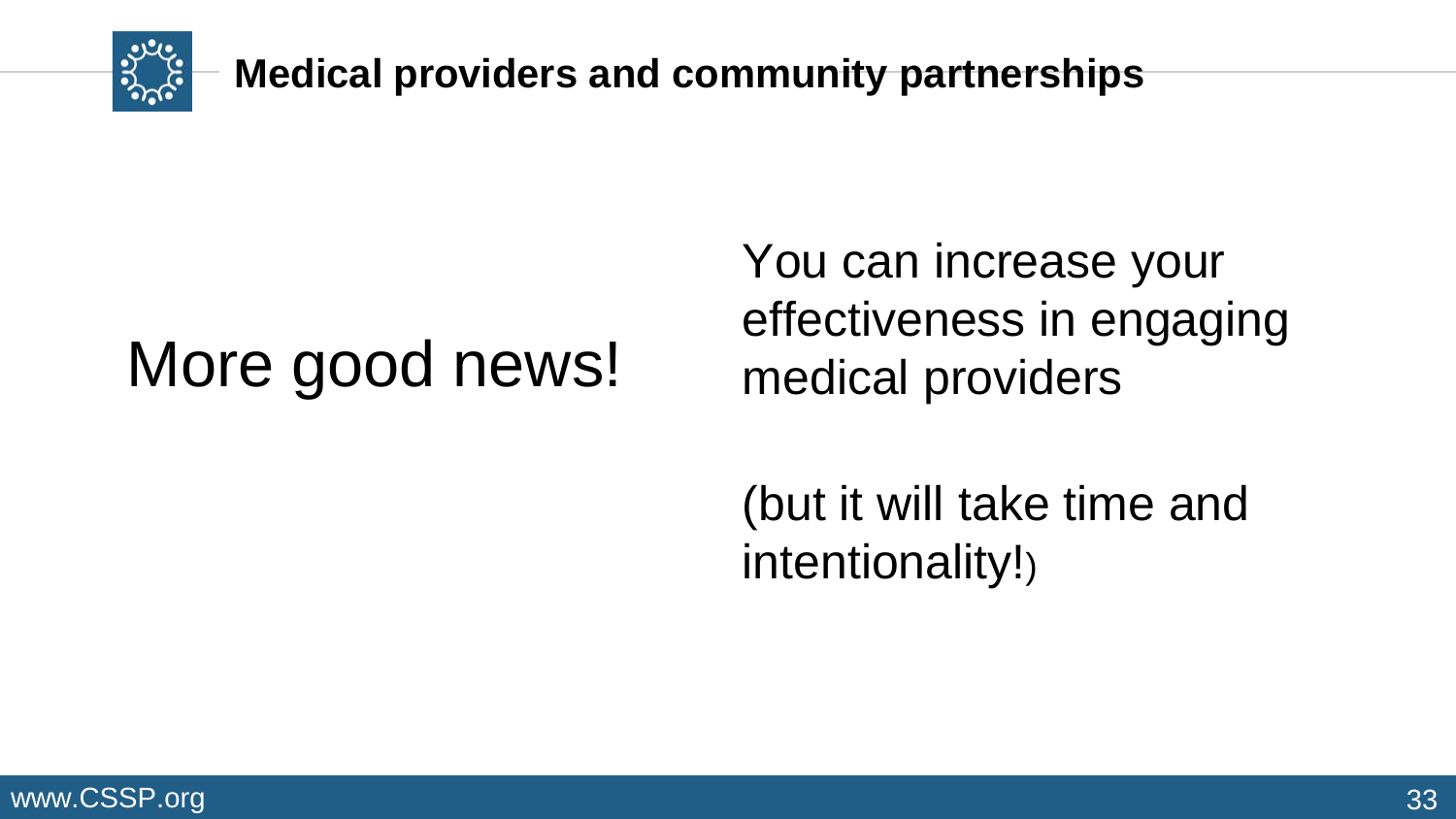## Medical providers and community partnerships

More good news!

You can increase your effectiveness in engaging medical providers

(but it will take time and intentionality!)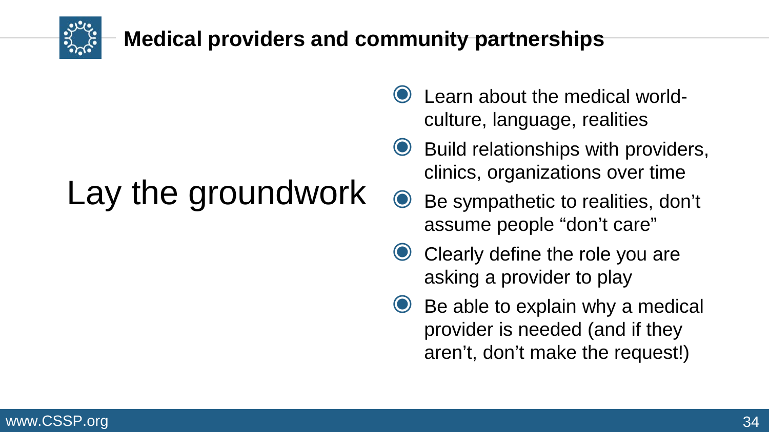# Medical providers and community partnerships

## Lay the groundwork

- Learn about the medical world- culture, language, realities
- Build relationships with providers, clinics, organizations over time
- Be sympathetic to realities, don't assume people "don't care"
- Clearly define the role you are asking a provider to play
- Be able to explain why a medical provider is needed (and if they aren't, don't make the request!)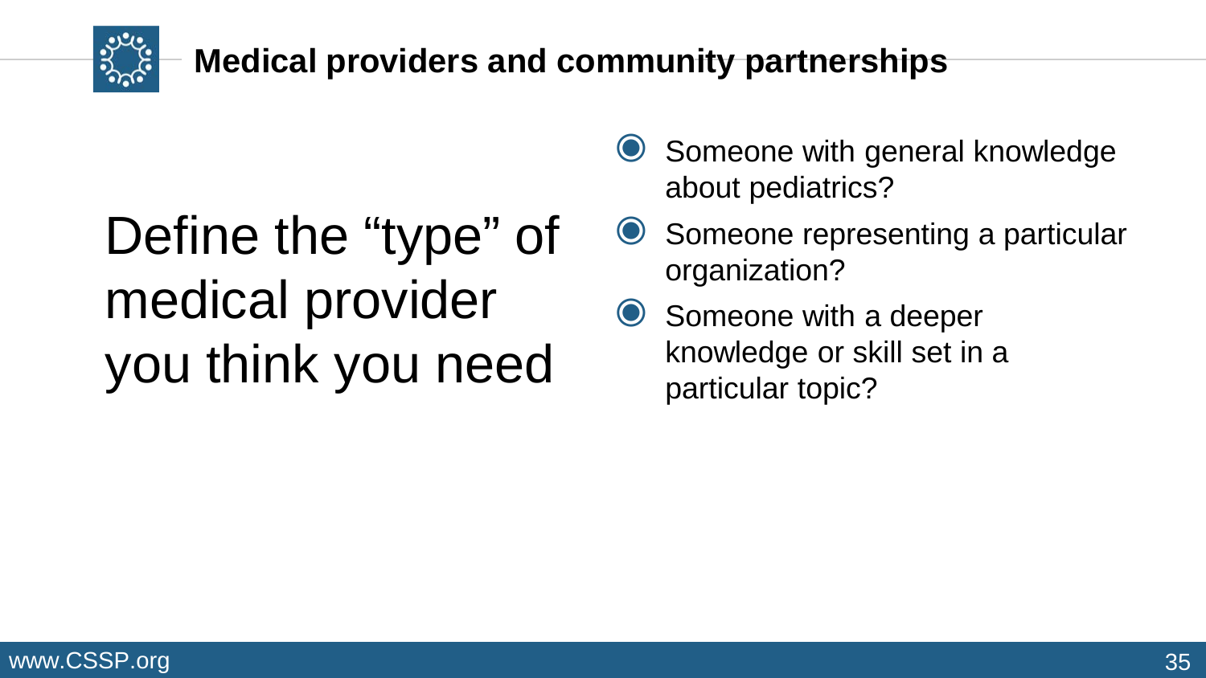# Medical providers and community partnerships

## Define the "type" of medical provider you think you need

- Someone with general knowledge about pediatrics?
- Someone representing a particular organization?
- Someone with a deeper knowledge or skill set in a particular topic?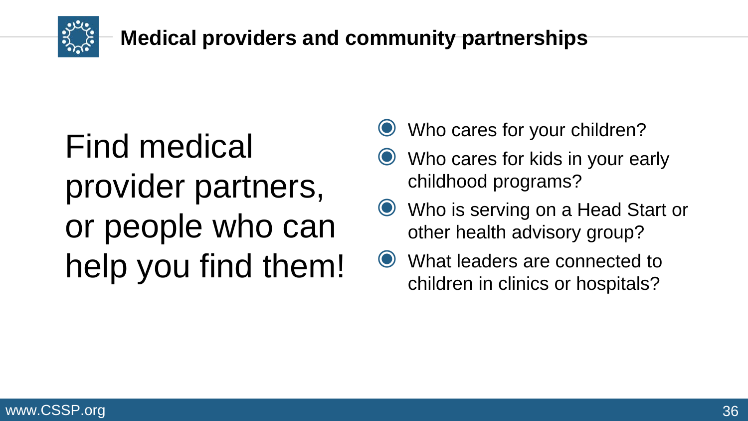# Medical providers and community partnerships

Find medical provider partners, or people who can help you find them!

- Who cares for your children?
- Who cares for kids in your early childhood programs?
- Who is serving on a Head Start or other health advisory group?
- What leaders are connected to children in clinics or hospitals?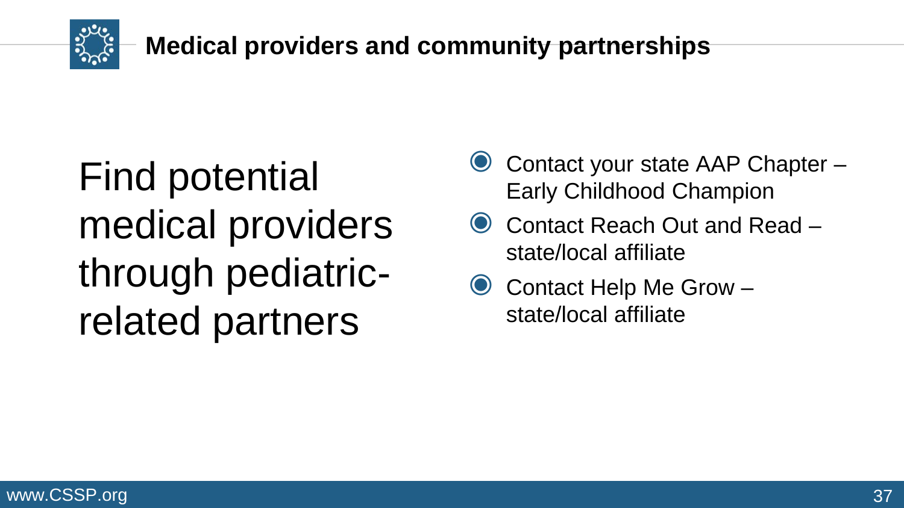## Medical providers and community partnerships

Find potential medical providers through pediatric-related partners

- Contact your state AAP Chapter – Early Childhood Champion
- Contact Reach Out and Read – state/local affiliate
- Contact Help Me Grow – state/local affiliate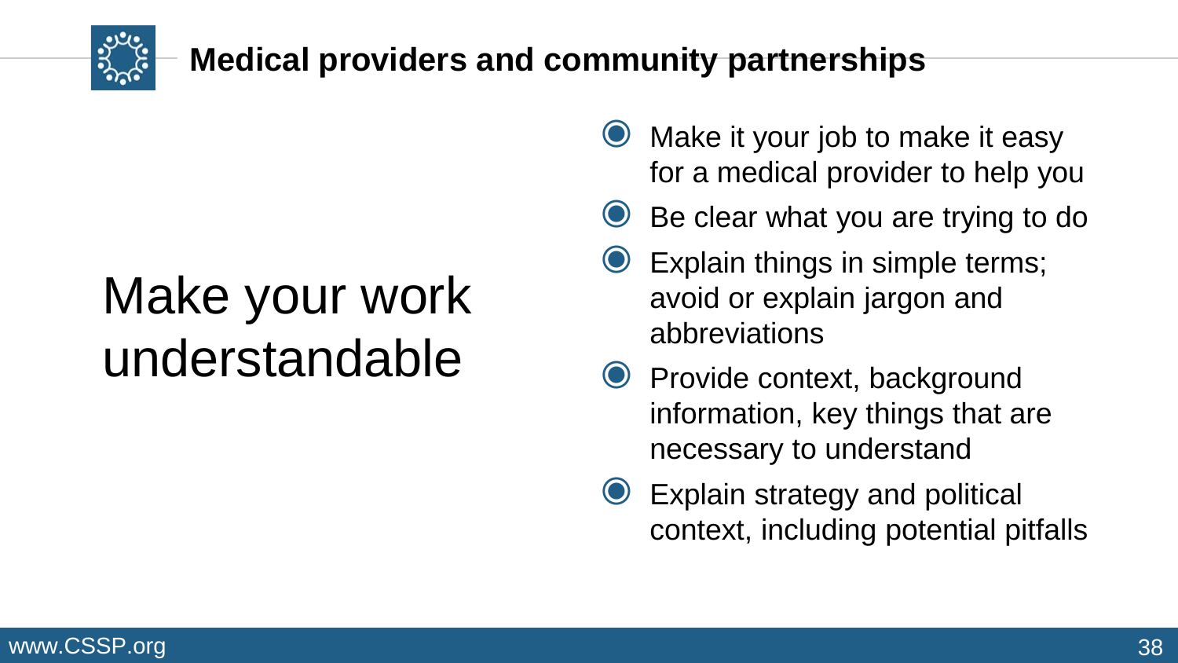# Medical providers and community partnerships

## Make your work understandable

- Make it your job to make it easy for a medical provider to help you
- Be clear what you are trying to do
- Explain things in simple terms; avoid or explain jargon and abbreviations
- Provide context, background information, key things that are necessary to understand
- Explain strategy and political context, including potential pitfalls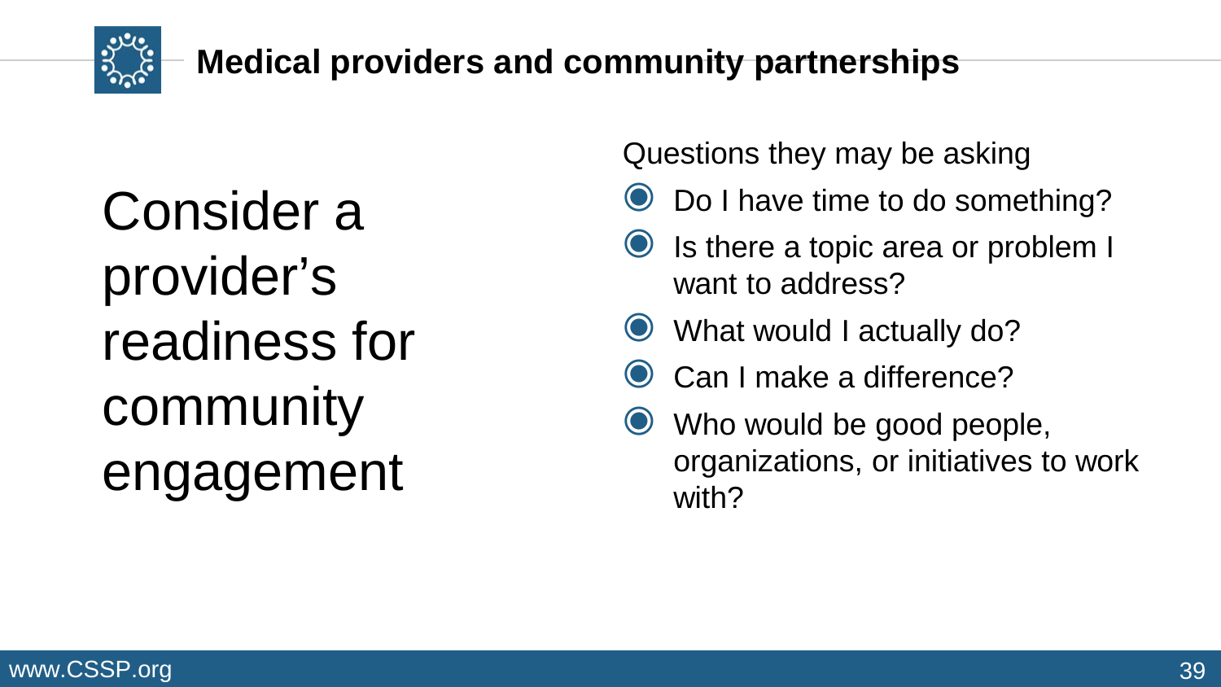# Medical providers and community partnerships

## Consider a provider's readiness for community engagement

Questions they may be asking

- Do I have time to do something?
- Is there a topic area or problem I want to address?
- What would I actually do?
- Can I make a difference?
- Who would be good people, organizations, or initiatives to work with?

www.CSSP.org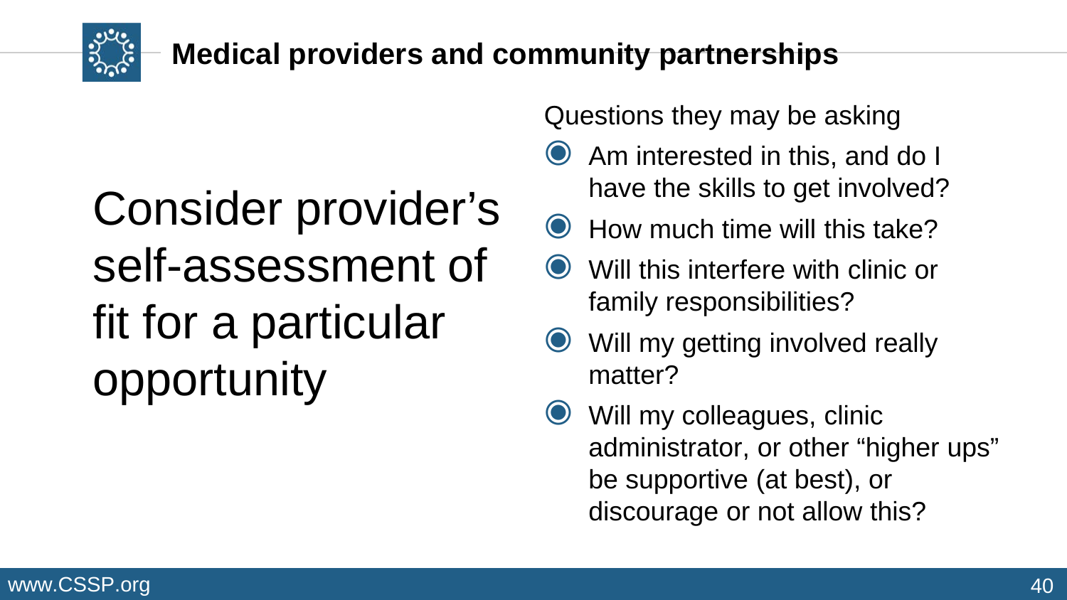# Medical providers and community partnerships

Consider provider's self-assessment of fit for a particular opportunity

Questions they may be asking

- Am interested in this, and do I have the skills to get involved?
- How much time will this take?
- Will this interfere with clinic or family responsibilities?
- Will my getting involved really matter?
- Will my colleagues, clinic administrator, or other "higher ups" be supportive (at best), or discourage or not allow this?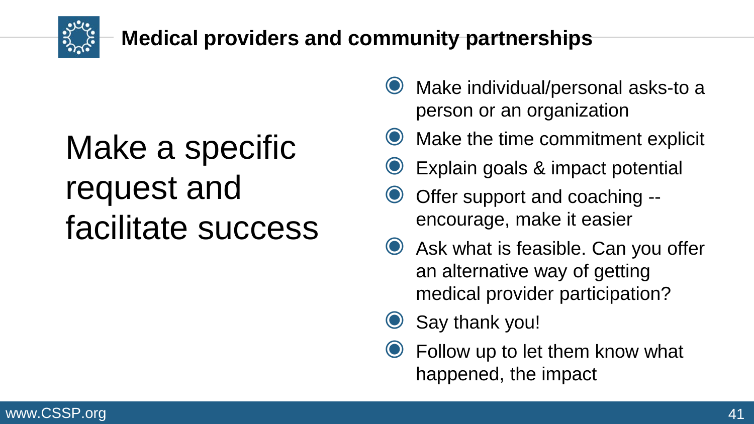## Medical providers and community partnerships

### Make a specific request and facilitate success

- Make individual/personal asks-to a person or an organization
- Make the time commitment explicit
- Explain goals & impact potential
- Offer support and coaching -- encourage, make it easier
- Ask what is feasible. Can you offer an alternative way of getting medical provider participation?
- Say thank you!
- Follow up to let them know what happened, the impact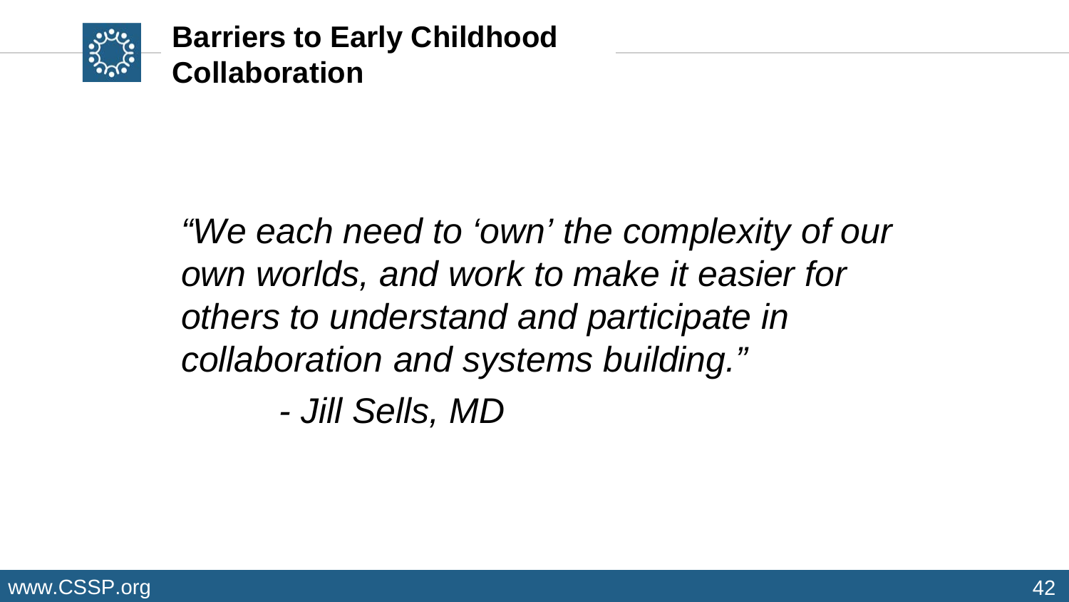# Barriers to Early Childhood Collaboration

*"We each need to 'own' the complexity of our own worlds, and work to make it easier for others to understand and participate in collaboration and systems building."*

*- Jill Sells, MD*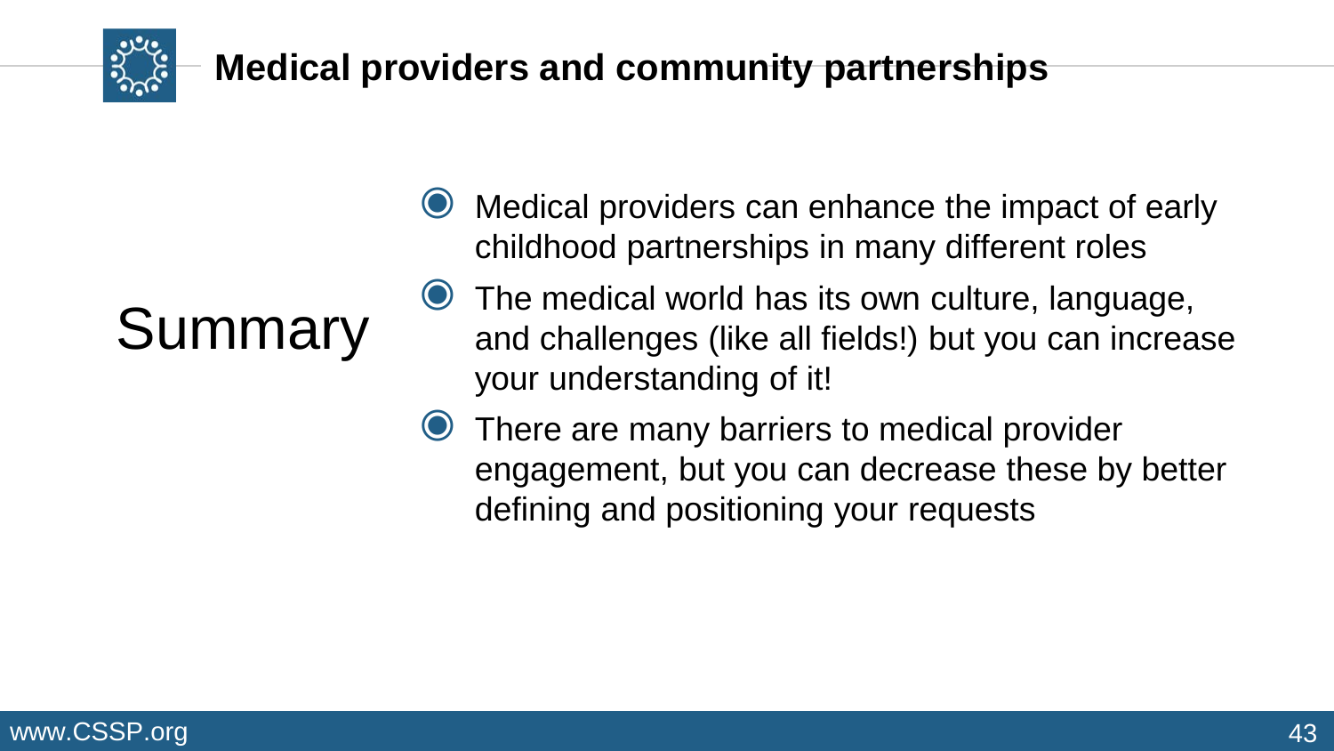# Medical providers and community partnerships

## Summary

- Medical providers can enhance the impact of early childhood partnerships in many different roles
- The medical world has its own culture, language, and challenges (like all fields!) but you can increase your understanding of it!
- There are many barriers to medical provider engagement, but you can decrease these by better defining and positioning your requests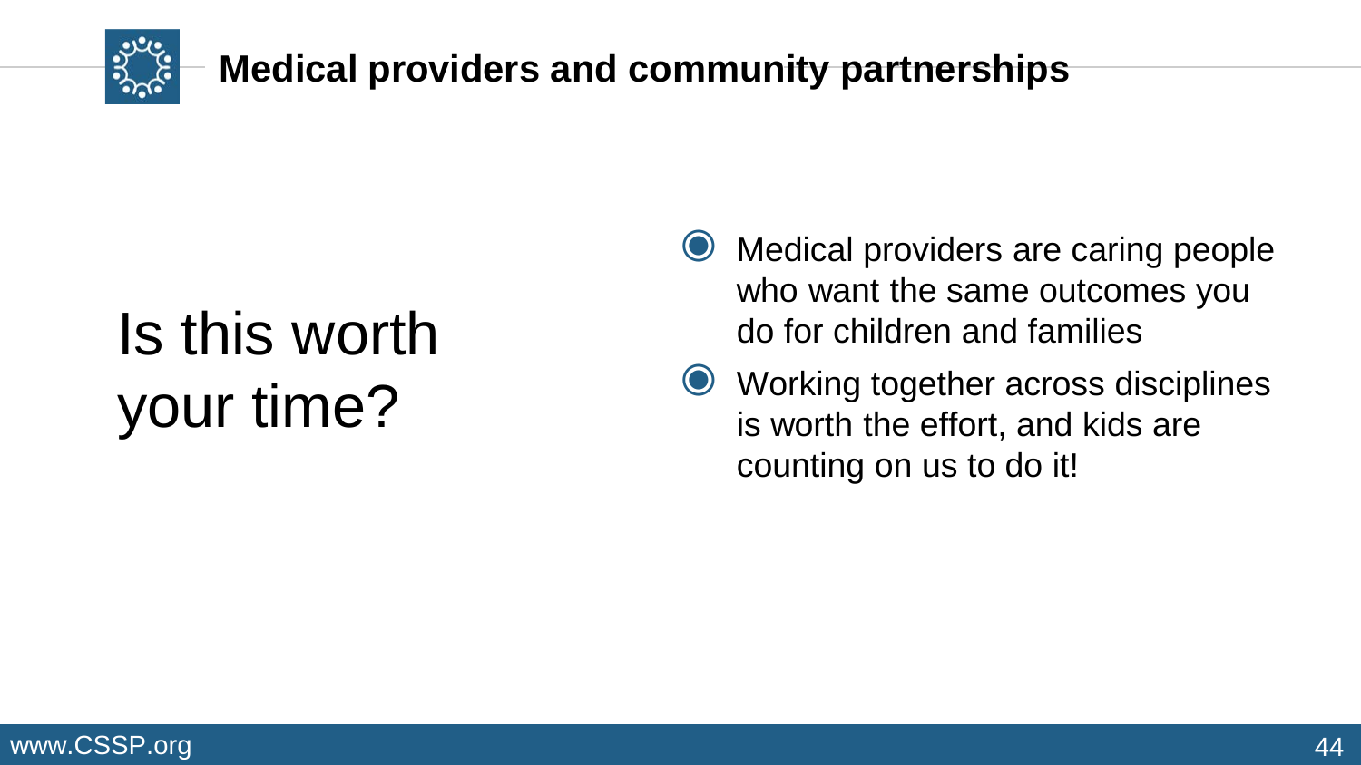# Medical providers and community partnerships

## Is this worth your time?

- Medical providers are caring people who want the same outcomes you do for children and families
- Working together across disciplines is worth the effort, and kids are counting on us to do it!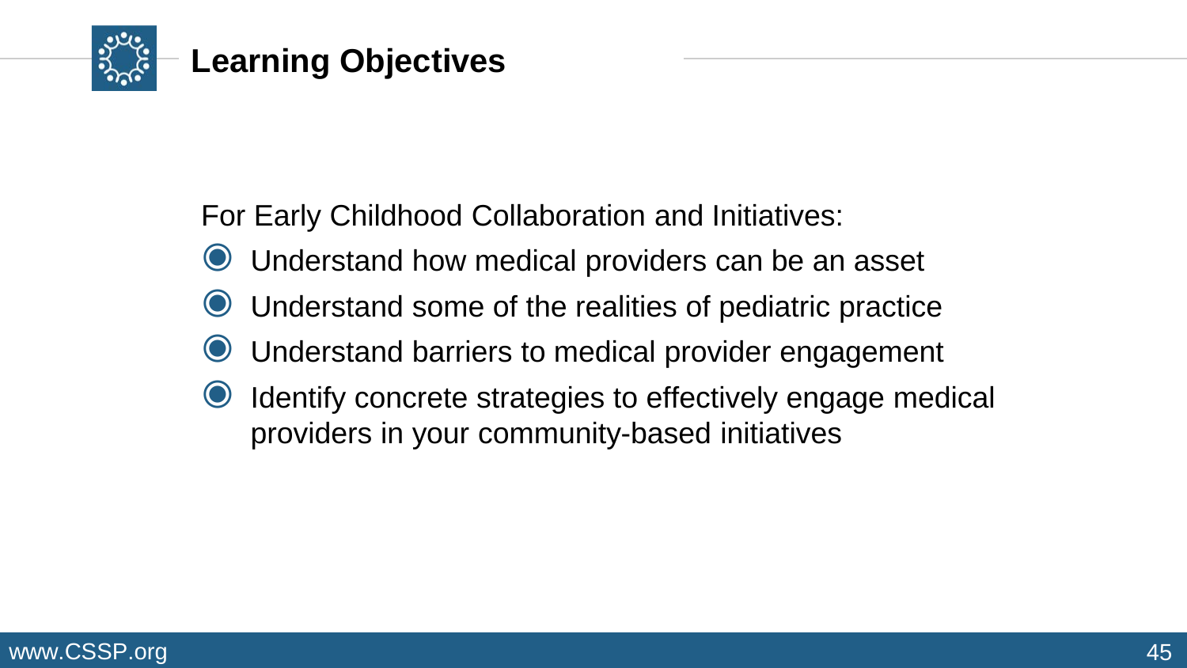# Learning Objectives

For Early Childhood Collaboration and Initiatives:

- Understand how medical providers can be an asset
- Understand some of the realities of pediatric practice
- Understand barriers to medical provider engagement
- Identify concrete strategies to effectively engage medical providers in your community-based initiatives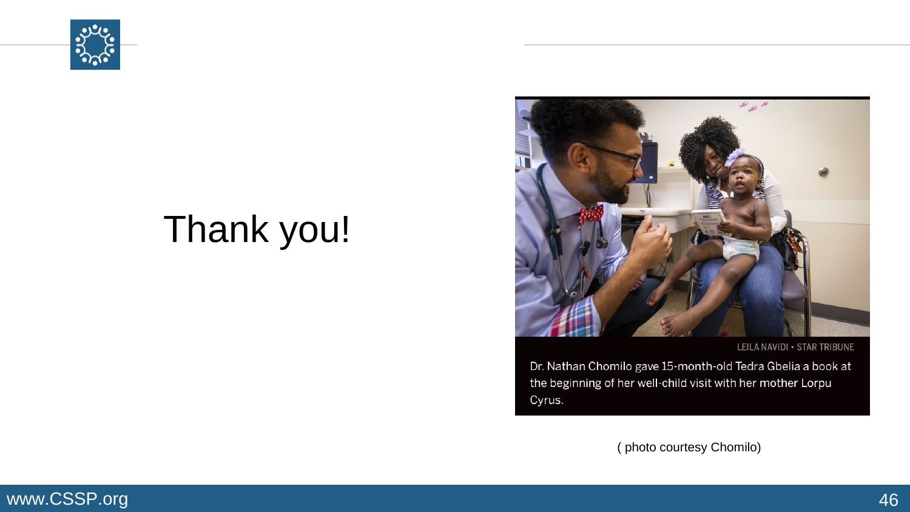# Thank you!

LEILA NAVIDI • STAR TRIBUNE

Dr. Nathan Chomilo gave 15-month-old Tedra Gbelia a book at the beginning of her well-child visit with her mother Lorpu Cyrus.

( photo courtesy Chomilo)

www.CSSP.org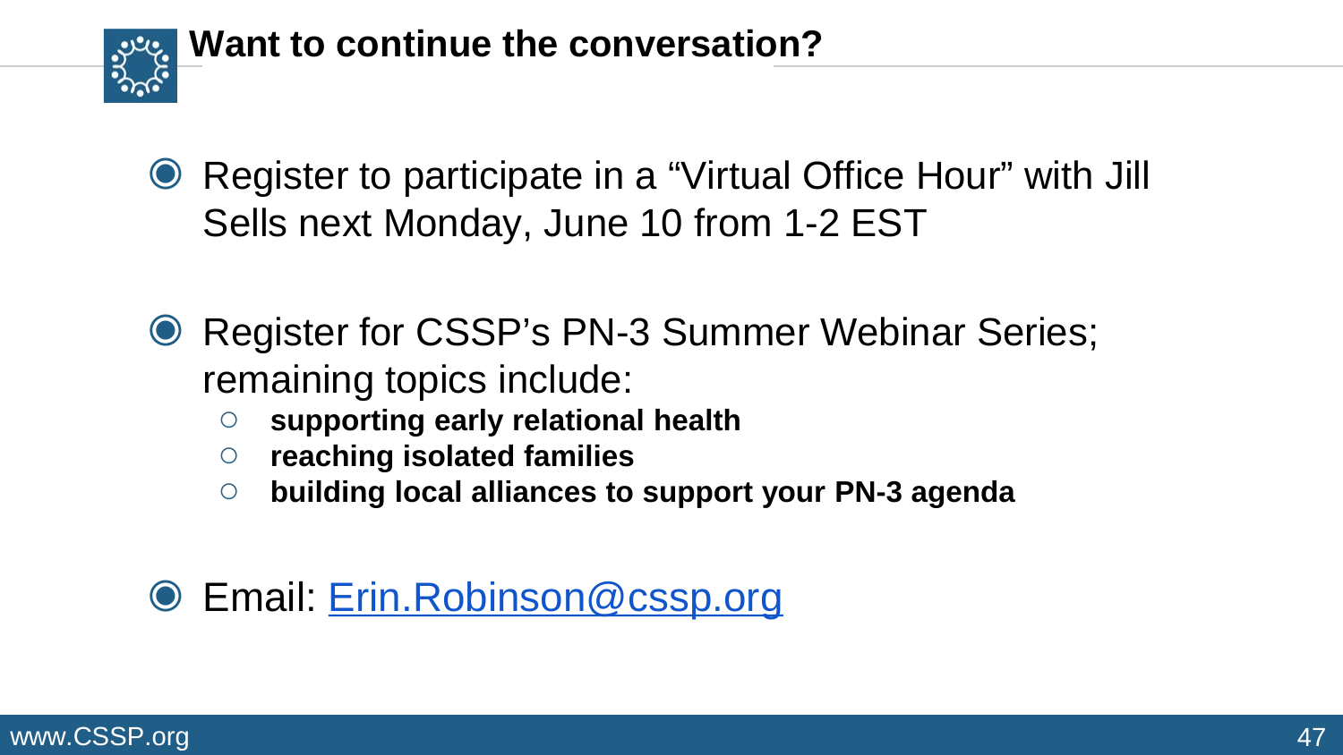# Want to continue the conversation?

- Register to participate in a "Virtual Office Hour" with Jill Sells next Monday, June 10 from 1-2 EST
- Register for CSSP's PN-3 Summer Webinar Series; remaining topics include:
  - **supporting early relational health**
  - **reaching isolated families**
  - **building local alliances to support your PN-3 agenda**
- Email: [Erin.Robinson@cssp.org](mailto:Erin.Robinson@cssp.org)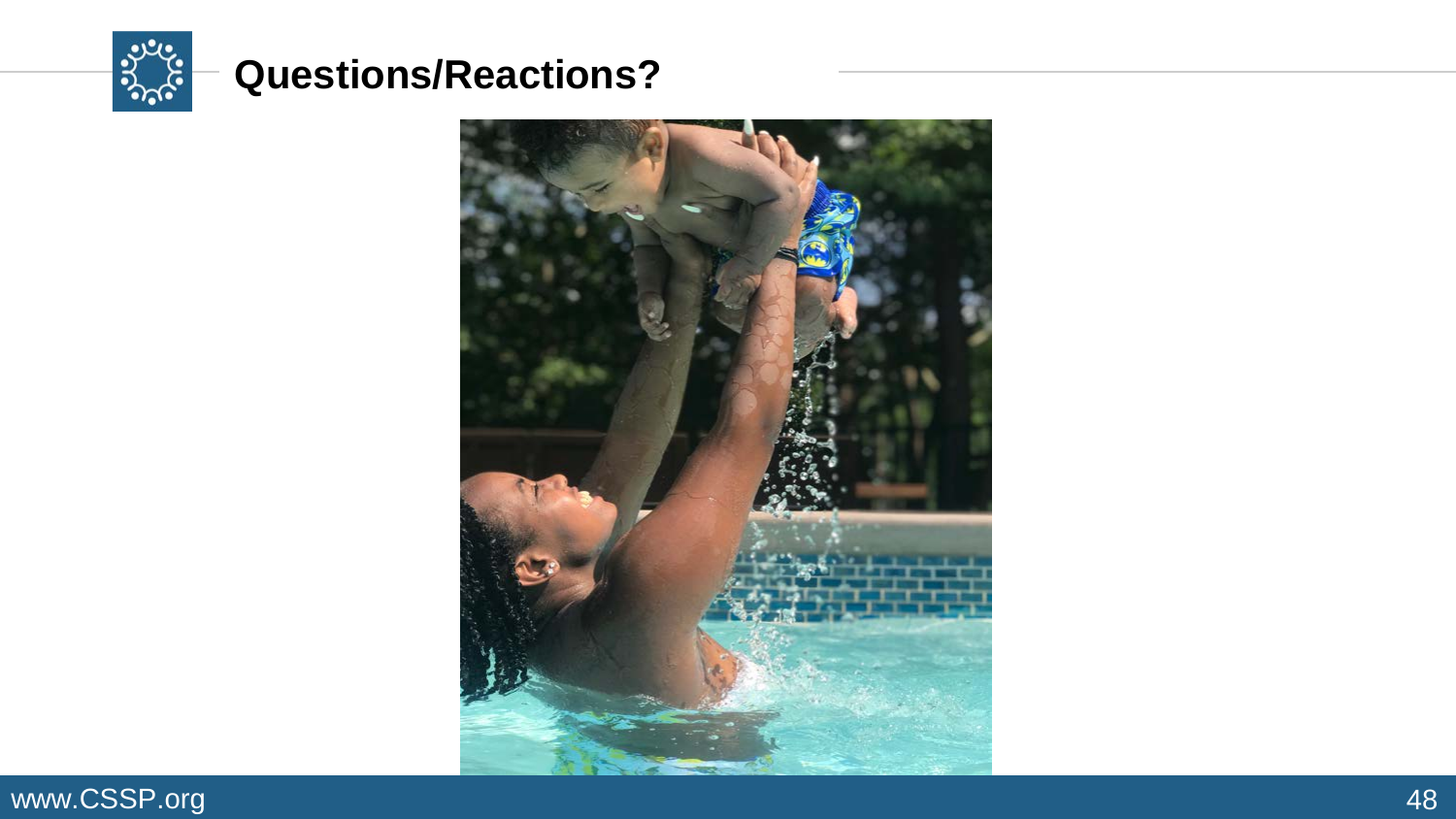# Questions/Reactions?